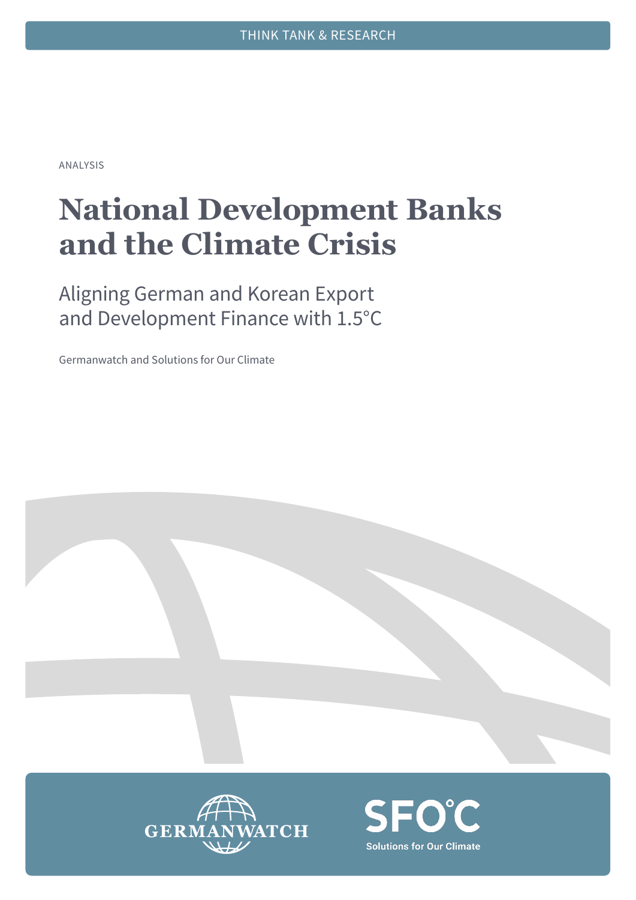THINK TANK & RESEARCH

ANALYSIS

# National Development Banks and the Climate Crisis

## Aligning German and Korean Export and Development Finance with 1.5°C

Germanwatch and Solutions for Our Climate

GERMANWATCH

SFOC Solutions for Our Climate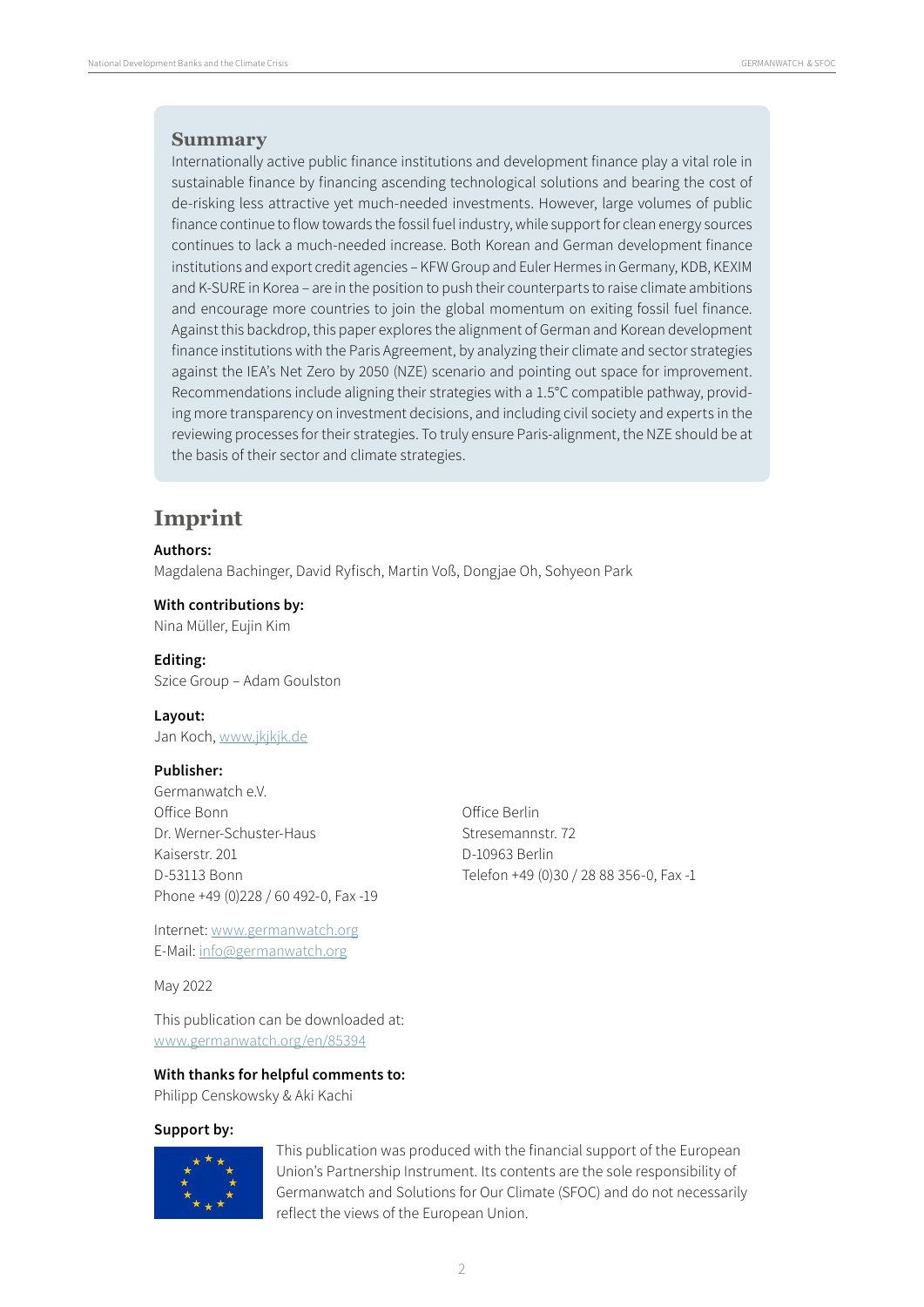## Summary

Internationally active public finance institutions and development finance play a vital role in sustainable finance by financing ascending technological solutions and bearing the cost of de-risking less attractive yet much-needed investments. However, large volumes of public finance continue to flow towards the fossil fuel industry, while support for clean energy sources continues to lack a much-needed increase. Both Korean and German development finance institutions and export credit agencies – KFW Group and Euler Hermes in Germany, KDB, KEXIM and K-SURE in Korea – are in the position to push their counterparts to raise climate ambitions and encourage more countries to join the global momentum on exiting fossil fuel finance. Against this backdrop, this paper explores the alignment of German and Korean development finance institutions with the Paris Agreement, by analyzing their climate and sector strategies against the IEA's Net Zero by 2050 (NZE) scenario and pointing out space for improvement. Recommendations include aligning their strategies with a 1.5°C compatible pathway, providing more transparency on investment decisions, and including civil society and experts in the reviewing processes for their strategies. To truly ensure Paris-alignment, the NZE should be at the basis of their sector and climate strategies.

## Imprint

**Authors:**
Magdalena Bachinger, David Ryfisch, Martin Voß, Dongjae Oh, Sohyeon Park

**With contributions by:**
Nina Müller, Eujin Kim

**Editing:**
Szice Group – Adam Goulston

**Layout:**
Jan Koch, www.jkjkjk.de

**Publisher:**
Germanwatch e.V.
Office Bonn
Dr. Werner-Schuster-Haus
Kaiserstr. 201
D-53113 Bonn
Phone +49 (0)228 / 60 492-0, Fax -19

Office Berlin
Stresemannstr. 72
D-10963 Berlin
Telefon +49 (0)30 / 28 88 356-0, Fax -1

Internet: www.germanwatch.org
E-Mail: info@germanwatch.org

May 2022

This publication can be downloaded at:
www.germanwatch.org/en/85394

**With thanks for helpful comments to:**
Philipp Censkowsky & Aki Kachi

**Support by:**

This publication was produced with the financial support of the European Union's Partnership Instrument. Its contents are the sole responsibility of Germanwatch and Solutions for Our Climate (SFOC) and do not necessarily reflect the views of the European Union.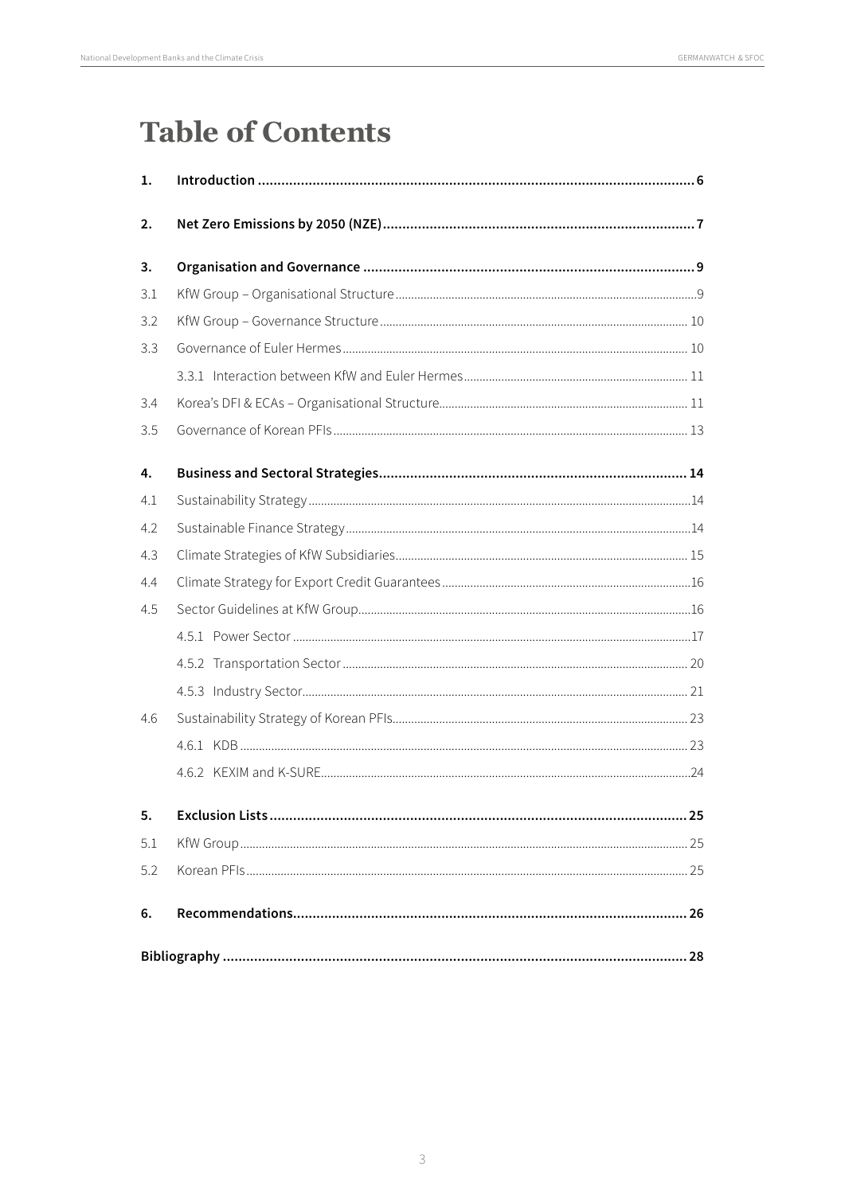# Table of Contents

| | | |
|---|---|---|
| **1.** | **Introduction** | **6** |
| **2.** | **Net Zero Emissions by 2050 (NZE)** | **7** |
| **3.** | **Organisation and Governance** | **9** |
| 3.1 | KfW Group – Organisational Structure | 9 |
| 3.2 | KfW Group – Governance Structure | 10 |
| 3.3 | Governance of Euler Hermes | 10 |
| | 3.3.1 Interaction between KfW and Euler Hermes | 11 |
| 3.4 | Korea's DFI & ECAs – Organisational Structure | 11 |
| 3.5 | Governance of Korean PFIs | 13 |
| **4.** | **Business and Sectoral Strategies** | **14** |
| 4.1 | Sustainability Strategy | 14 |
| 4.2 | Sustainable Finance Strategy | 14 |
| 4.3 | Climate Strategies of KfW Subsidiaries | 15 |
| 4.4 | Climate Strategy for Export Credit Guarantees | 16 |
| 4.5 | Sector Guidelines at KfW Group | 16 |
| | 4.5.1 Power Sector | 17 |
| | 4.5.2 Transportation Sector | 20 |
| | 4.5.3 Industry Sector | 21 |
| 4.6 | Sustainability Strategy of Korean PFIs | 23 |
| | 4.6.1 KDB | 23 |
| | 4.6.2 KEXIM and K-SURE | 24 |
| **5.** | **Exclusion Lists** | **25** |
| 5.1 | KfW Group | 25 |
| 5.2 | Korean PFIs | 25 |
| **6.** | **Recommendations** | **26** |
| **Bibliography** | | **28** |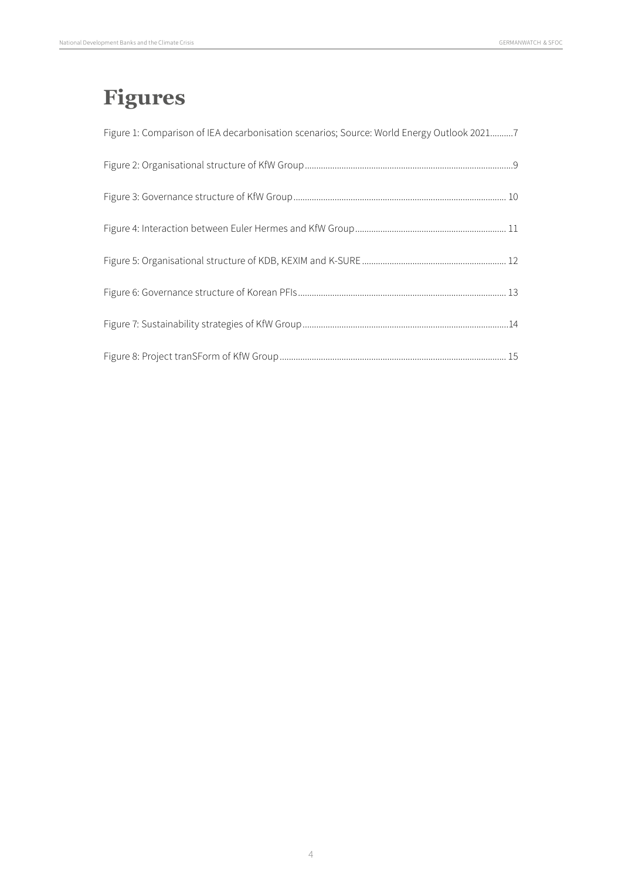# Figures

Figure 1: Comparison of IEA decarbonisation scenarios; Source: World Energy Outlook 2021..........7

Figure 2: Organisational structure of KfW Group..........9

Figure 3: Governance structure of KfW Group..........10

Figure 4: Interaction between Euler Hermes and KfW Group..........11

Figure 5: Organisational structure of KDB, KEXIM and K-SURE..........12

Figure 6: Governance structure of Korean PFIs..........13

Figure 7: Sustainability strategies of KfW Group..........14

Figure 8: Project tranSForm of KfW Group..........15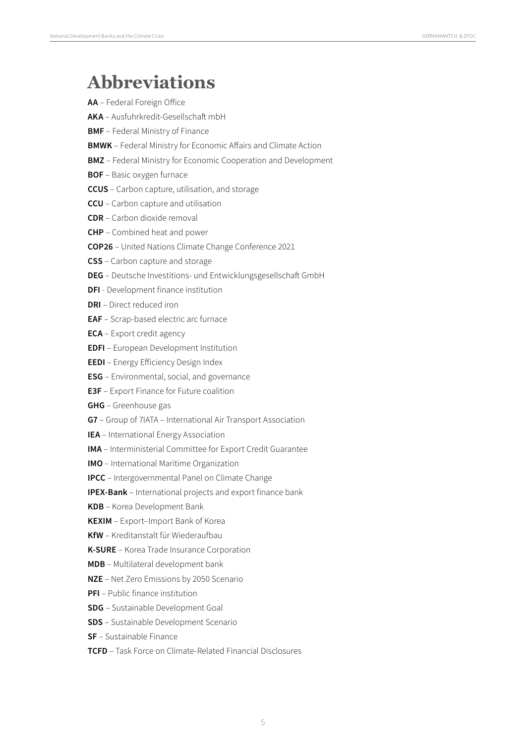# Abbreviations

**AA** – Federal Foreign Office

**AKA** – Ausfuhrkredit-Gesellschaft mbH

**BMF** – Federal Ministry of Finance

**BMWK** – Federal Ministry for Economic Affairs and Climate Action

**BMZ** – Federal Ministry for Economic Cooperation and Development

**BOF** – Basic oxygen furnace

**CCUS** – Carbon capture, utilisation, and storage

**CCU** – Carbon capture and utilisation

**CDR** – Carbon dioxide removal

**CHP** – Combined heat and power

**COP26** – United Nations Climate Change Conference 2021

**CSS** – Carbon capture and storage

**DEG** – Deutsche Investitions- und Entwicklungsgesellschaft GmbH

**DFI** - Development finance institution

**DRI** – Direct reduced iron

**EAF** – Scrap-based electric arc furnace

**ECA** – Export credit agency

**EDFI** – European Development Institution

**EEDI** – Energy Efficiency Design Index

**ESG** – Environmental, social, and governance

**E3F** – Export Finance for Future coalition

**GHG** – Greenhouse gas

**G7** – Group of 7IATA – International Air Transport Association

**IEA** – International Energy Association

**IMA** – Interministerial Committee for Export Credit Guarantee

**IMO** – International Maritime Organization

**IPCC** – Intergovernmental Panel on Climate Change

**IPEX-Bank** – International projects and export finance bank

**KDB** – Korea Development Bank

**KEXIM** – Export–Import Bank of Korea

**KfW** – Kreditanstalt für Wiederaufbau

**K-SURE** – Korea Trade Insurance Corporation

**MDB** – Multilateral development bank

**NZE** – Net Zero Emissions by 2050 Scenario

**PFI** – Public finance institution

**SDG** – Sustainable Development Goal

**SDS** – Sustainable Development Scenario

**SF** – Sustainable Finance

**TCFD** – Task Force on Climate-Related Financial Disclosures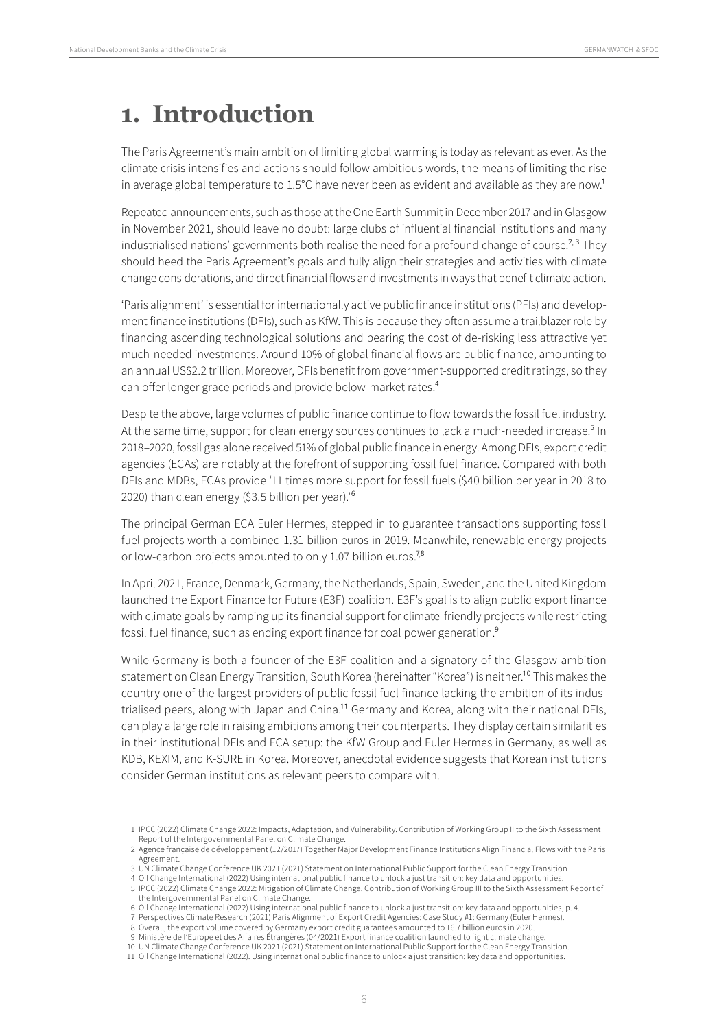# 1. Introduction

The Paris Agreement's main ambition of limiting global warming is today as relevant as ever. As the climate crisis intensifies and actions should follow ambitious words, the means of limiting the rise in average global temperature to 1.5°C have never been as evident and available as they are now.[1]

Repeated announcements, such as those at the One Earth Summit in December 2017 and in Glasgow in November 2021, should leave no doubt: large clubs of influential financial institutions and many industrialised nations' governments both realise the need for a profound change of course.[2, 3] They should heed the Paris Agreement's goals and fully align their strategies and activities with climate change considerations, and direct financial flows and investments in ways that benefit climate action.

'Paris alignment' is essential for internationally active public finance institutions (PFIs) and development finance institutions (DFIs), such as KfW. This is because they often assume a trailblazer role by financing ascending technological solutions and bearing the cost of de-risking less attractive yet much-needed investments. Around 10% of global financial flows are public finance, amounting to an annual US$2.2 trillion. Moreover, DFIs benefit from government-supported credit ratings, so they can offer longer grace periods and provide below-market rates.[4]

Despite the above, large volumes of public finance continue to flow towards the fossil fuel industry. At the same time, support for clean energy sources continues to lack a much-needed increase.[5] In 2018–2020, fossil gas alone received 51% of global public finance in energy. Among DFIs, export credit agencies (ECAs) are notably at the forefront of supporting fossil fuel finance. Compared with both DFIs and MDBs, ECAs provide '11 times more support for fossil fuels ($40 billion per year in 2018 to 2020) than clean energy ($3.5 billion per year).'[6]

The principal German ECA Euler Hermes, stepped in to guarantee transactions supporting fossil fuel projects worth a combined 1.31 billion euros in 2019. Meanwhile, renewable energy projects or low-carbon projects amounted to only 1.07 billion euros.[7,8]

In April 2021, France, Denmark, Germany, the Netherlands, Spain, Sweden, and the United Kingdom launched the Export Finance for Future (E3F) coalition. E3F's goal is to align public export finance with climate goals by ramping up its financial support for climate-friendly projects while restricting fossil fuel finance, such as ending export finance for coal power generation.[9]

While Germany is both a founder of the E3F coalition and a signatory of the Glasgow ambition statement on Clean Energy Transition, South Korea (hereinafter "Korea") is neither.[10] This makes the country one of the largest providers of public fossil fuel finance lacking the ambition of its industrialised peers, along with Japan and China.[11] Germany and Korea, along with their national DFIs, can play a large role in raising ambitions among their counterparts. They display certain similarities in their institutional DFIs and ECA setup: the KfW Group and Euler Hermes in Germany, as well as KDB, KEXIM, and K-SURE in Korea. Moreover, anecdotal evidence suggests that Korean institutions consider German institutions as relevant peers to compare with.

---

1 IPCC (2022) Climate Change 2022: Impacts, Adaptation, and Vulnerability. Contribution of Working Group II to the Sixth Assessment Report of the Intergovernmental Panel on Climate Change.

2 Agence française de développement (12/2017) Together Major Development Finance Institutions Align Financial Flows with the Paris Agreement.

3 UN Climate Change Conference UK 2021 (2021) Statement on International Public Support for the Clean Energy Transition

4 Oil Change International (2022) Using international public finance to unlock a just transition: key data and opportunities.

5 IPCC (2022) Climate Change 2022: Mitigation of Climate Change. Contribution of Working Group III to the Sixth Assessment Report of the Intergovernmental Panel on Climate Change.

6 Oil Change International (2022) Using international public finance to unlock a just transition: key data and opportunities, p. 4.

7 Perspectives Climate Research (2021) Paris Alignment of Export Credit Agencies: Case Study #1: Germany (Euler Hermes).

8 Overall, the export volume covered by Germany export credit guarantees amounted to 16.7 billion euros in 2020.

9 Ministère de l'Europe et des Affaires Étrangères (04/2021) Export finance coalition launched to fight climate change.

10 UN Climate Change Conference UK 2021 (2021) Statement on International Public Support for the Clean Energy Transition.

11 Oil Change International (2022). Using international public finance to unlock a just transition: key data and opportunities.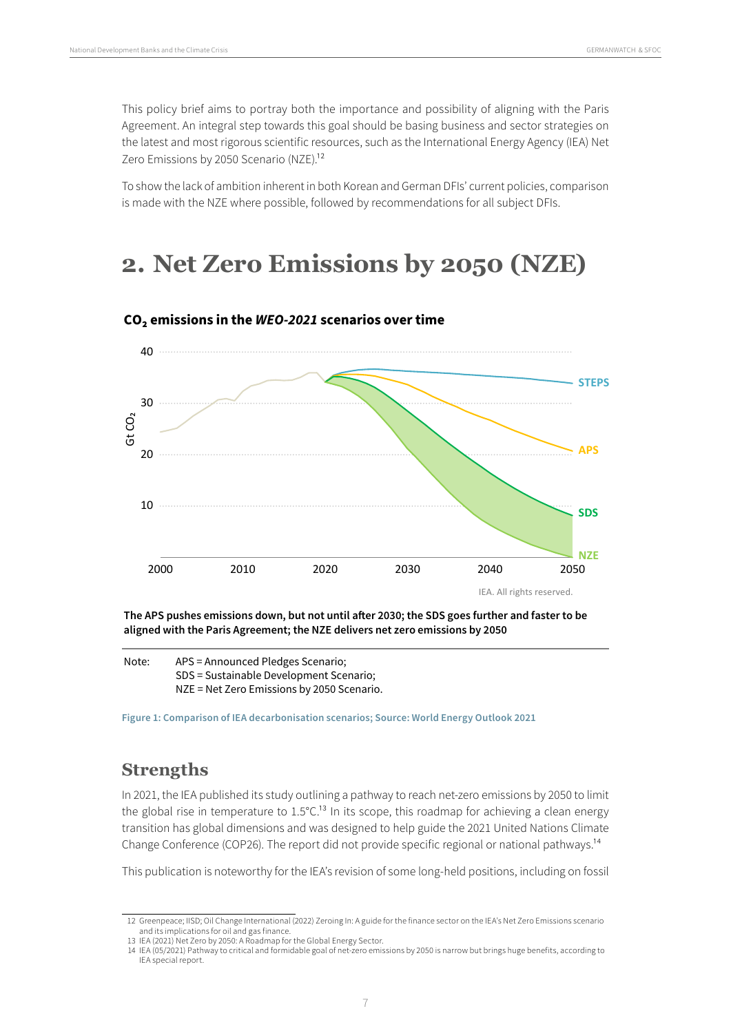This policy brief aims to portray both the importance and possibility of aligning with the Paris Agreement. An integral step towards this goal should be basing business and sector strategies on the latest and most rigorous scientific resources, such as the International Energy Agency (IEA) Net Zero Emissions by 2050 Scenario (NZE).[12]

To show the lack of ambition inherent in both Korean and German DFIs' current policies, comparison is made with the NZE where possible, followed by recommendations for all subject DFIs.

# 2. Net Zero Emissions by 2050 (NZE)

**$CO_2$ emissions in the *WEO-2021* scenarios over time**

**The APS pushes emissions down, but not until after 2030; the SDS goes further and faster to be aligned with the Paris Agreement; the NZE delivers net zero emissions by 2050**

Note: APS = Announced Pledges Scenario;
SDS = Sustainable Development Scenario;
NZE = Net Zero Emissions by 2050 Scenario.

Figure 1: Comparison of IEA decarbonisation scenarios; Source: World Energy Outlook 2021

## Strengths

In 2021, the IEA published its study outlining a pathway to reach net-zero emissions by 2050 to limit the global rise in temperature to 1.5°C.[13] In its scope, this roadmap for achieving a clean energy transition has global dimensions and was designed to help guide the 2021 United Nations Climate Change Conference (COP26). The report did not provide specific regional or national pathways.[14]

This publication is noteworthy for the IEA's revision of some long-held positions, including on fossil

---

12 Greenpeace; IISD; Oil Change International (2022) Zeroing In: A guide for the finance sector on the IEA's Net Zero Emissions scenario and its implications for oil and gas finance.

13 IEA (2021) Net Zero by 2050: A Roadmap for the Global Energy Sector.

14 IEA (05/2021) Pathway to critical and formidable goal of net-zero emissions by 2050 is narrow but brings huge benefits, according to IEA special report.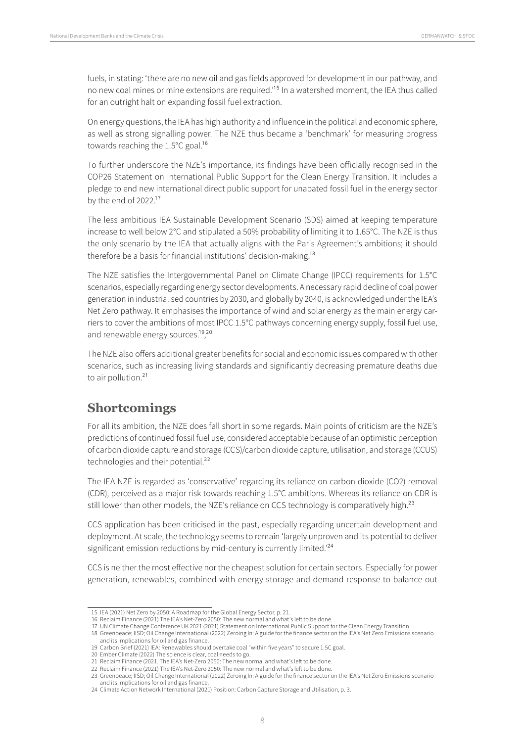fuels, in stating: 'there are no new oil and gas fields approved for development in our pathway, and no new coal mines or mine extensions are required.'[15] In a watershed moment, the IEA thus called for an outright halt on expanding fossil fuel extraction.

On energy questions, the IEA has high authority and influence in the political and economic sphere, as well as strong signalling power. The NZE thus became a 'benchmark' for measuring progress towards reaching the 1.5°C goal.[16]

To further underscore the NZE's importance, its findings have been officially recognised in the COP26 Statement on International Public Support for the Clean Energy Transition. It includes a pledge to end new international direct public support for unabated fossil fuel in the energy sector by the end of 2022.[17]

The less ambitious IEA Sustainable Development Scenario (SDS) aimed at keeping temperature increase to well below 2°C and stipulated a 50% probability of limiting it to 1.65°C. The NZE is thus the only scenario by the IEA that actually aligns with the Paris Agreement's ambitions; it should therefore be a basis for financial institutions' decision-making.[18]

The NZE satisfies the Intergovernmental Panel on Climate Change (IPCC) requirements for 1.5°C scenarios, especially regarding energy sector developments. A necessary rapid decline of coal power generation in industrialised countries by 2030, and globally by 2040, is acknowledged under the IEA's Net Zero pathway. It emphasises the importance of wind and solar energy as the main energy carriers to cover the ambitions of most IPCC 1.5°C pathways concerning energy supply, fossil fuel use, and renewable energy sources.[19],[20]

The NZE also offers additional greater benefits for social and economic issues compared with other scenarios, such as increasing living standards and significantly decreasing premature deaths due to air pollution.[21]

## Shortcomings

For all its ambition, the NZE does fall short in some regards. Main points of criticism are the NZE's predictions of continued fossil fuel use, considered acceptable because of an optimistic perception of carbon dioxide capture and storage (CCS)/carbon dioxide capture, utilisation, and storage (CCUS) technologies and their potential.[22]

The IEA NZE is regarded as 'conservative' regarding its reliance on carbon dioxide (CO2) removal (CDR), perceived as a major risk towards reaching 1.5°C ambitions. Whereas its reliance on CDR is still lower than other models, the NZE's reliance on CCS technology is comparatively high.[23]

CCS application has been criticised in the past, especially regarding uncertain development and deployment. At scale, the technology seems to remain 'largely unproven and its potential to deliver significant emission reductions by mid-century is currently limited.'[24]

CCS is neither the most effective nor the cheapest solution for certain sectors. Especially for power generation, renewables, combined with energy storage and demand response to balance out

---

15 IEA (2021) Net Zero by 2050: A Roadmap for the Global Energy Sector, p. 21.
16 Reclaim Finance (2021) The IEA's Net-Zero 2050: The new normal and what's left to be done.
17 UN Climate Change Conference UK 2021 (2021) Statement on International Public Support for the Clean Energy Transition.
18 Greenpeace; IISD; Oil Change International (2022) Zeroing In: A guide for the finance sector on the IEA's Net Zero Emissions scenario and its implications for oil and gas finance.
19 Carbon Brief (2021) IEA: Renewables should overtake coal "within five years" to secure 1.5C goal.
20 Ember Climate (2022) The science is clear, coal needs to go.
21 Reclaim Finance (2021. The IEA's Net-Zero 2050: The new normal and what's left to be done.
22 Reclaim Finance (2021) The IEA's Net-Zero 2050: The new normal and what's left to be done.
23 Greenpeace; IISD; Oil Change International (2022) Zeroing In: A guide for the finance sector on the IEA's Net Zero Emissions scenario and its implications for oil and gas finance.
24 Climate Action Network International (2021) Position: Carbon Capture Storage and Utilisation, p. 3.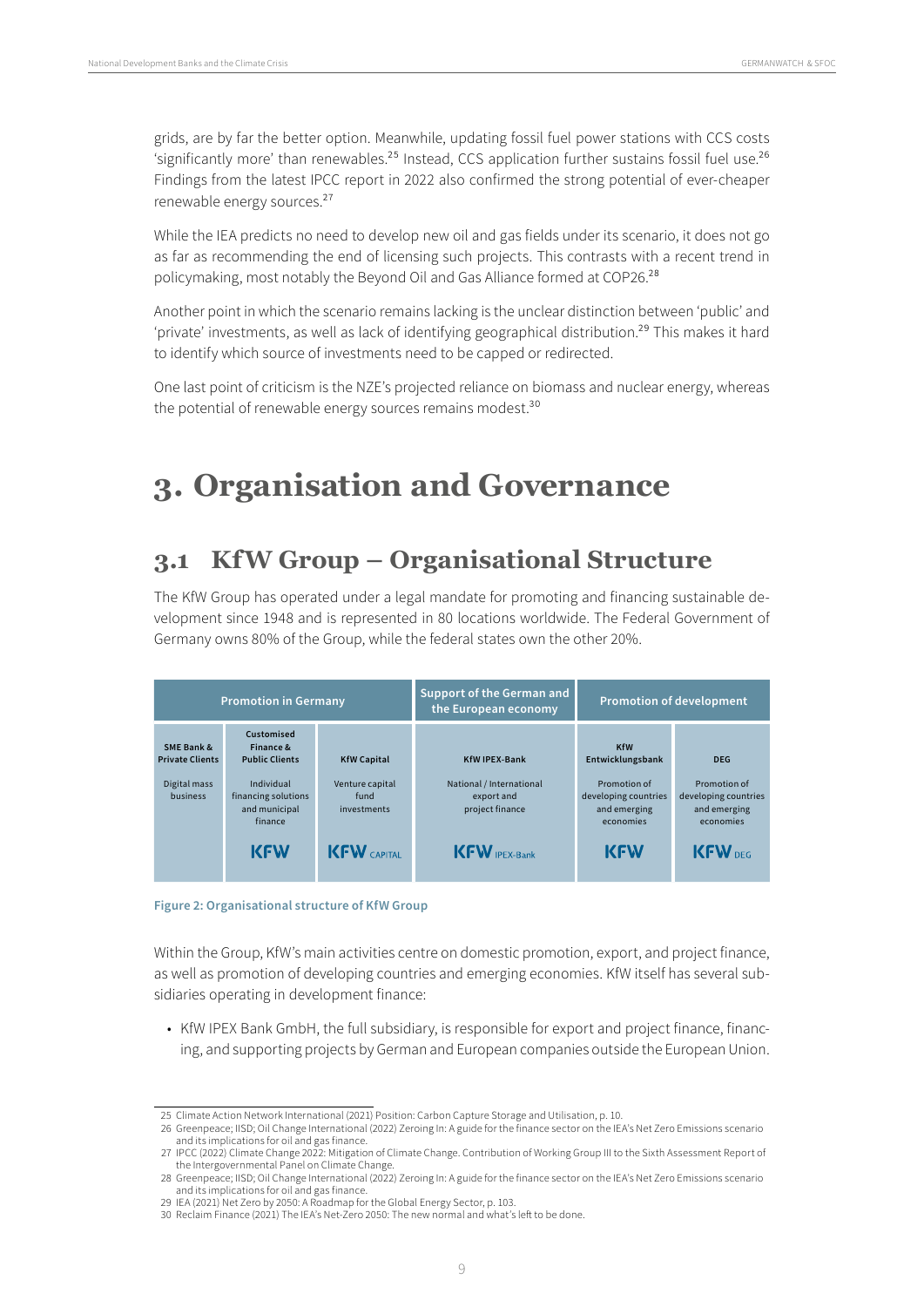grids, are by far the better option. Meanwhile, updating fossil fuel power stations with CCS costs 'significantly more' than renewables.[25] Instead, CCS application further sustains fossil fuel use.[26] Findings from the latest IPCC report in 2022 also confirmed the strong potential of ever-cheaper renewable energy sources.[27]

While the IEA predicts no need to develop new oil and gas fields under its scenario, it does not go as far as recommending the end of licensing such projects. This contrasts with a recent trend in policymaking, most notably the Beyond Oil and Gas Alliance formed at COP26.[28]

Another point in which the scenario remains lacking is the unclear distinction between 'public' and 'private' investments, as well as lack of identifying geographical distribution.[29] This makes it hard to identify which source of investments need to be capped or redirected.

One last point of criticism is the NZE's projected reliance on biomass and nuclear energy, whereas the potential of renewable energy sources remains modest.[30]

# 3. Organisation and Governance

## 3.1 KfW Group – Organisational Structure

The KfW Group has operated under a legal mandate for promoting and financing sustainable development since 1948 and is represented in 80 locations worldwide. The Federal Government of Germany owns 80% of the Group, while the federal states own the other 20%.

| Promotion in Germany | | | Support of the German and the European economy | Promotion of development | |
|---|---|---|---|---|---|
| **SME Bank & Private Clients** | **Customised Finance & Public Clients** | **KfW Capital** | **KfW IPEX-Bank** | **KfW Entwicklungsbank** | **DEG** |
| Digital mass business | Individual financing solutions and municipal finance | Venture capital fund investments | National / International export and project finance | Promotion of developing countries and emerging economies | Promotion of developing countries and emerging economies |
| | KFW | KFW CAPITAL | KFW IPEX-Bank | KFW | KFW DEG |

Figure 2: Organisational structure of KfW Group

Within the Group, KfW's main activities centre on domestic promotion, export, and project finance, as well as promotion of developing countries and emerging economies. KfW itself has several subsidiaries operating in development finance:

- KfW IPEX Bank GmbH, the full subsidiary, is responsible for export and project finance, financing, and supporting projects by German and European companies outside the European Union.

25 Climate Action Network International (2021) Position: Carbon Capture Storage and Utilisation, p. 10.

26 Greenpeace; IISD; Oil Change International (2022) Zeroing In: A guide for the finance sector on the IEA's Net Zero Emissions scenario and its implications for oil and gas finance.

27 IPCC (2022) Climate Change 2022: Mitigation of Climate Change. Contribution of Working Group III to the Sixth Assessment Report of the Intergovernmental Panel on Climate Change.

28 Greenpeace; IISD; Oil Change International (2022) Zeroing In: A guide for the finance sector on the IEA's Net Zero Emissions scenario and its implications for oil and gas finance.

29 IEA (2021) Net Zero by 2050: A Roadmap for the Global Energy Sector, p. 103.

30 Reclaim Finance (2021) The IEA's Net-Zero 2050: The new normal and what's left to be done.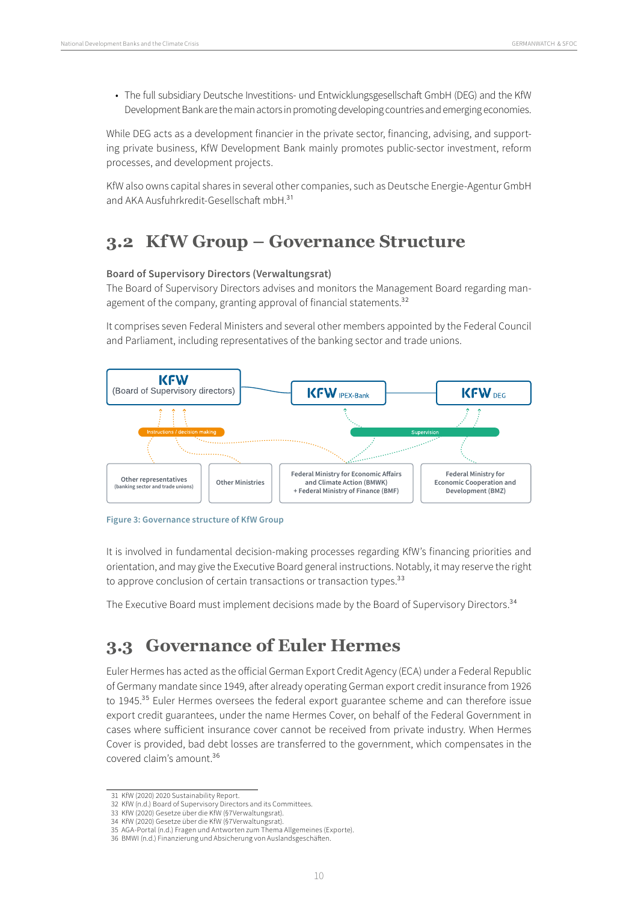- The full subsidiary Deutsche Investitions- und Entwicklungsgesellschaft GmbH (DEG) and the KfW Development Bank are the main actors in promoting developing countries and emerging economies.

While DEG acts as a development financier in the private sector, financing, advising, and supporting private business, KfW Development Bank mainly promotes public-sector investment, reform processes, and development projects.

KfW also owns capital shares in several other companies, such as Deutsche Energie-Agentur GmbH and AKA Ausfuhrkredit-Gesellschaft mbH.[31]

## 3.2 KfW Group – Governance Structure

**Board of Supervisory Directors (Verwaltungsrat)**

The Board of Supervisory Directors advises and monitors the Management Board regarding management of the company, granting approval of financial statements.[32]

It comprises seven Federal Ministers and several other members appointed by the Federal Council and Parliament, including representatives of the banking sector and trade unions.

**Figure 3: Governance structure of KfW Group**

It is involved in fundamental decision-making processes regarding KfW's financing priorities and orientation, and may give the Executive Board general instructions. Notably, it may reserve the right to approve conclusion of certain transactions or transaction types.[33]

The Executive Board must implement decisions made by the Board of Supervisory Directors.[34]

## 3.3 Governance of Euler Hermes

Euler Hermes has acted as the official German Export Credit Agency (ECA) under a Federal Republic of Germany mandate since 1949, after already operating German export credit insurance from 1926 to 1945.[35] Euler Hermes oversees the federal export guarantee scheme and can therefore issue export credit guarantees, under the name Hermes Cover, on behalf of the Federal Government in cases where sufficient insurance cover cannot be received from private industry. When Hermes Cover is provided, bad debt losses are transferred to the government, which compensates in the covered claim's amount.[36]

---

31 KfW (2020) 2020 Sustainability Report.
32 KfW (n.d.) Board of Supervisory Directors and its Committees.
33 KfW (2020) Gesetze über die KfW (§7Verwaltungsrat).
34 KfW (2020) Gesetze über die KfW (§7Verwaltungsrat).
35 AGA-Portal (n.d.) Fragen und Antworten zum Thema Allgemeines (Exporte).
36 BMWI (n.d.) Finanzierung und Absicherung von Auslandsgeschäften.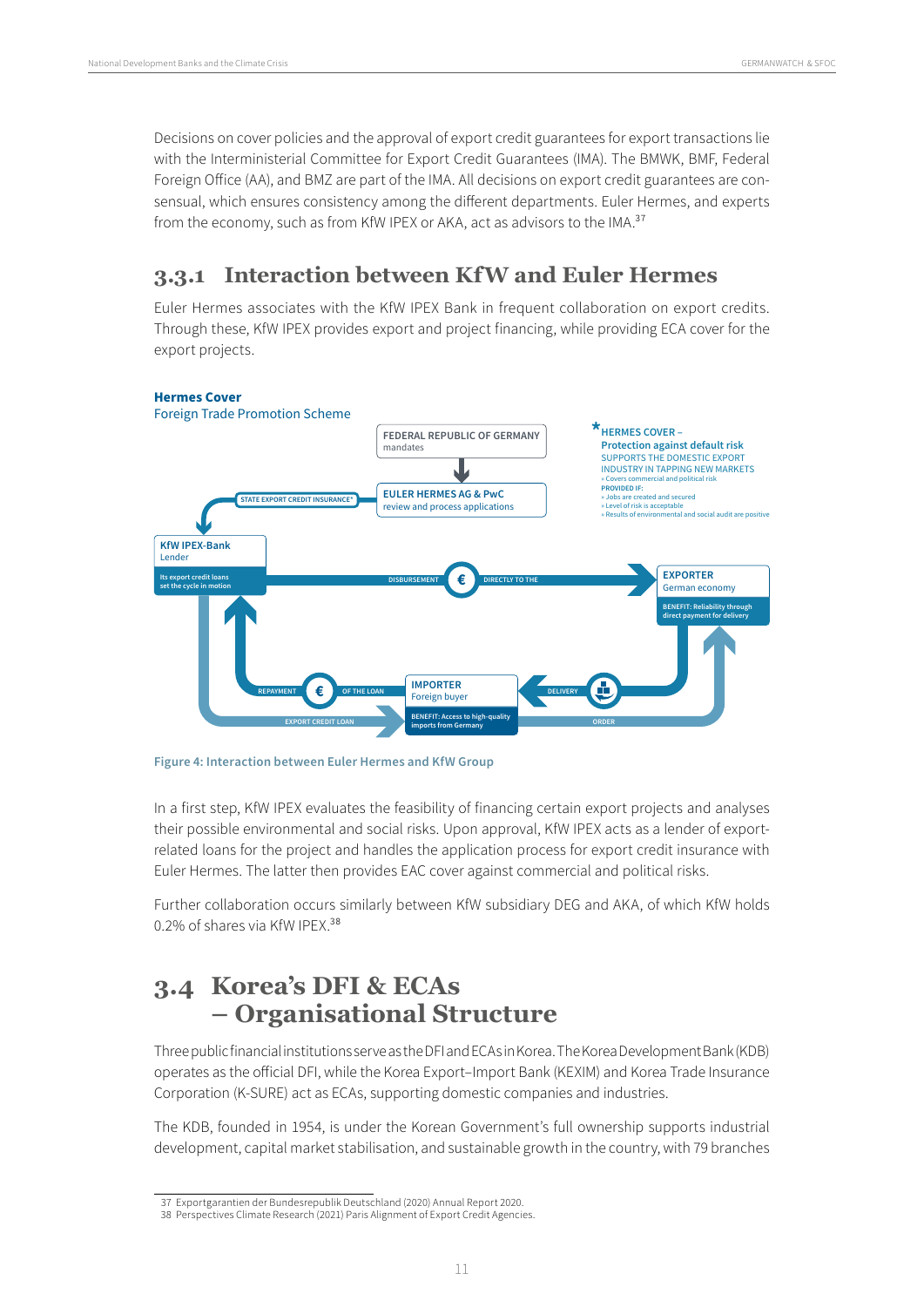Decisions on cover policies and the approval of export credit guarantees for export transactions lie with the Interministerial Committee for Export Credit Guarantees (IMA). The BMWK, BMF, Federal Foreign Office (AA), and BMZ are part of the IMA. All decisions on export credit guarantees are consensual, which ensures consistency among the different departments. Euler Hermes, and experts from the economy, such as from KfW IPEX or AKA, act as advisors to the IMA.[37]

### 3.3.1 Interaction between KfW and Euler Hermes

Euler Hermes associates with the KfW IPEX Bank in frequent collaboration on export credits. Through these, KfW IPEX provides export and project financing, while providing ECA cover for the export projects.

Figure 4: Interaction between Euler Hermes and KfW Group

In a first step, KfW IPEX evaluates the feasibility of financing certain export projects and analyses their possible environmental and social risks. Upon approval, KfW IPEX acts as a lender of export-related loans for the project and handles the application process for export credit insurance with Euler Hermes. The latter then provides EAC cover against commercial and political risks.

Further collaboration occurs similarly between KfW subsidiary DEG and AKA, of which KfW holds 0.2% of shares via KfW IPEX.[38]

## 3.4 Korea's DFI & ECAs – Organisational Structure

Three public financial institutions serve as the DFI and ECAs in Korea. The Korea Development Bank (KDB) operates as the official DFI, while the Korea Export–Import Bank (KEXIM) and Korea Trade Insurance Corporation (K-SURE) act as ECAs, supporting domestic companies and industries.

The KDB, founded in 1954, is under the Korean Government's full ownership supports industrial development, capital market stabilisation, and sustainable growth in the country, with 79 branches

37 Exportgarantien der Bundesrepublik Deutschland (2020) Annual Report 2020.
38 Perspectives Climate Research (2021) Paris Alignment of Export Credit Agencies.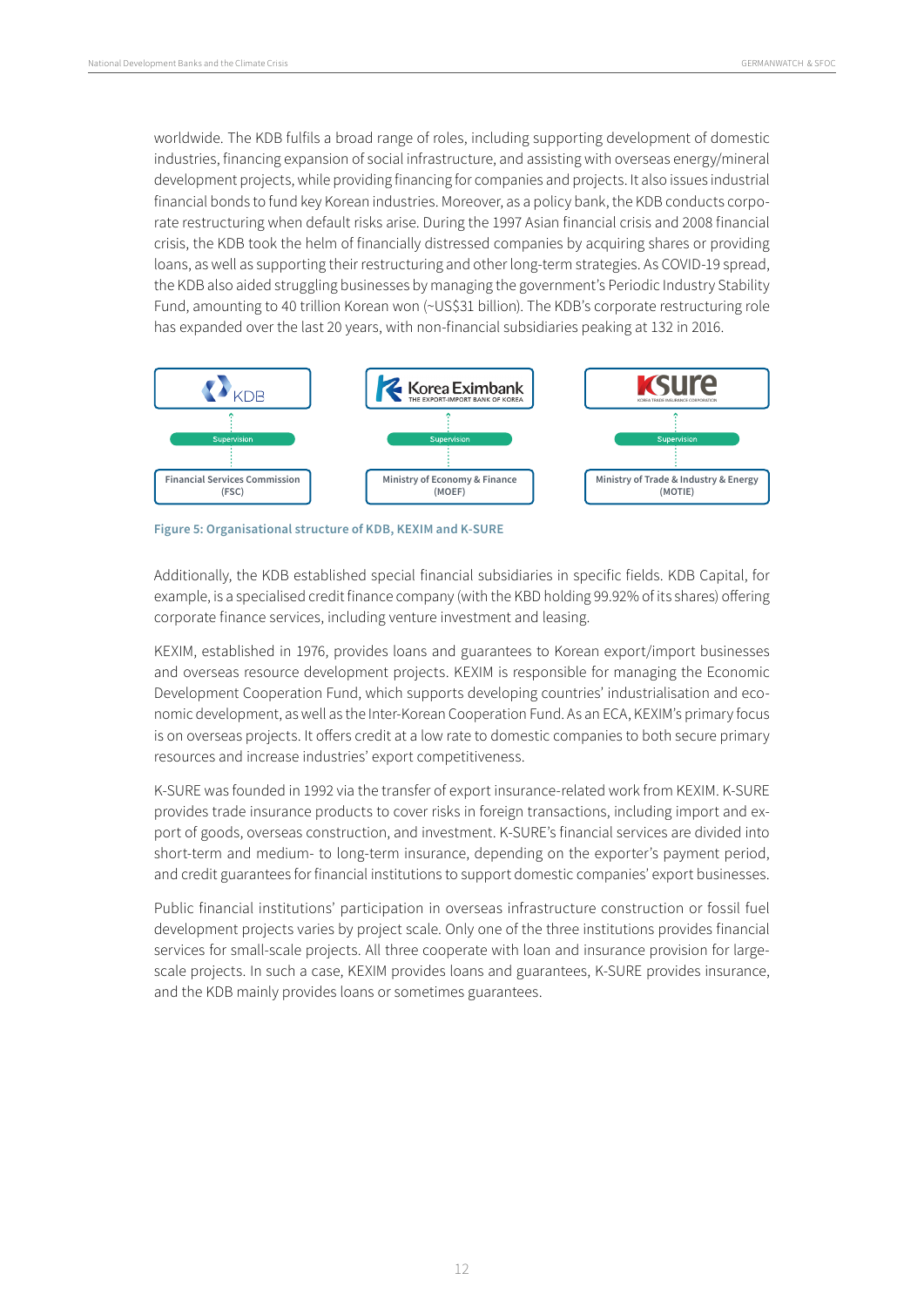worldwide. The KDB fulfils a broad range of roles, including supporting development of domestic industries, financing expansion of social infrastructure, and assisting with overseas energy/mineral development projects, while providing financing for companies and projects. It also issues industrial financial bonds to fund key Korean industries. Moreover, as a policy bank, the KDB conducts corporate restructuring when default risks arise. During the 1997 Asian financial crisis and 2008 financial crisis, the KDB took the helm of financially distressed companies by acquiring shares or providing loans, as well as supporting their restructuring and other long-term strategies. As COVID-19 spread, the KDB also aided struggling businesses by managing the government's Periodic Industry Stability Fund, amounting to 40 trillion Korean won (~US$31 billion). The KDB's corporate restructuring role has expanded over the last 20 years, with non-financial subsidiaries peaking at 132 in 2016.

| KDB | Korea Eximbank (The Export-Import Bank of Korea) | K-SURE (Korea Trade Insurance Corporation) |
|---|---|---|
| ↑ Supervision | ↑ Supervision | ↑ Supervision |
| Financial Services Commission (FSC) | Ministry of Economy & Finance (MOEF) | Ministry of Trade & Industry & Energy (MOTIE) |

**Figure 5: Organisational structure of KDB, KEXIM and K-SURE**

Additionally, the KDB established special financial subsidiaries in specific fields. KDB Capital, for example, is a specialised credit finance company (with the KBD holding 99.92% of its shares) offering corporate finance services, including venture investment and leasing.

KEXIM, established in 1976, provides loans and guarantees to Korean export/import businesses and overseas resource development projects. KEXIM is responsible for managing the Economic Development Cooperation Fund, which supports developing countries' industrialisation and economic development, as well as the Inter-Korean Cooperation Fund. As an ECA, KEXIM's primary focus is on overseas projects. It offers credit at a low rate to domestic companies to both secure primary resources and increase industries' export competitiveness.

K-SURE was founded in 1992 via the transfer of export insurance-related work from KEXIM. K-SURE provides trade insurance products to cover risks in foreign transactions, including import and export of goods, overseas construction, and investment. K-SURE's financial services are divided into short-term and medium- to long-term insurance, depending on the exporter's payment period, and credit guarantees for financial institutions to support domestic companies' export businesses.

Public financial institutions' participation in overseas infrastructure construction or fossil fuel development projects varies by project scale. Only one of the three institutions provides financial services for small-scale projects. All three cooperate with loan and insurance provision for large-scale projects. In such a case, KEXIM provides loans and guarantees, K-SURE provides insurance, and the KDB mainly provides loans or sometimes guarantees.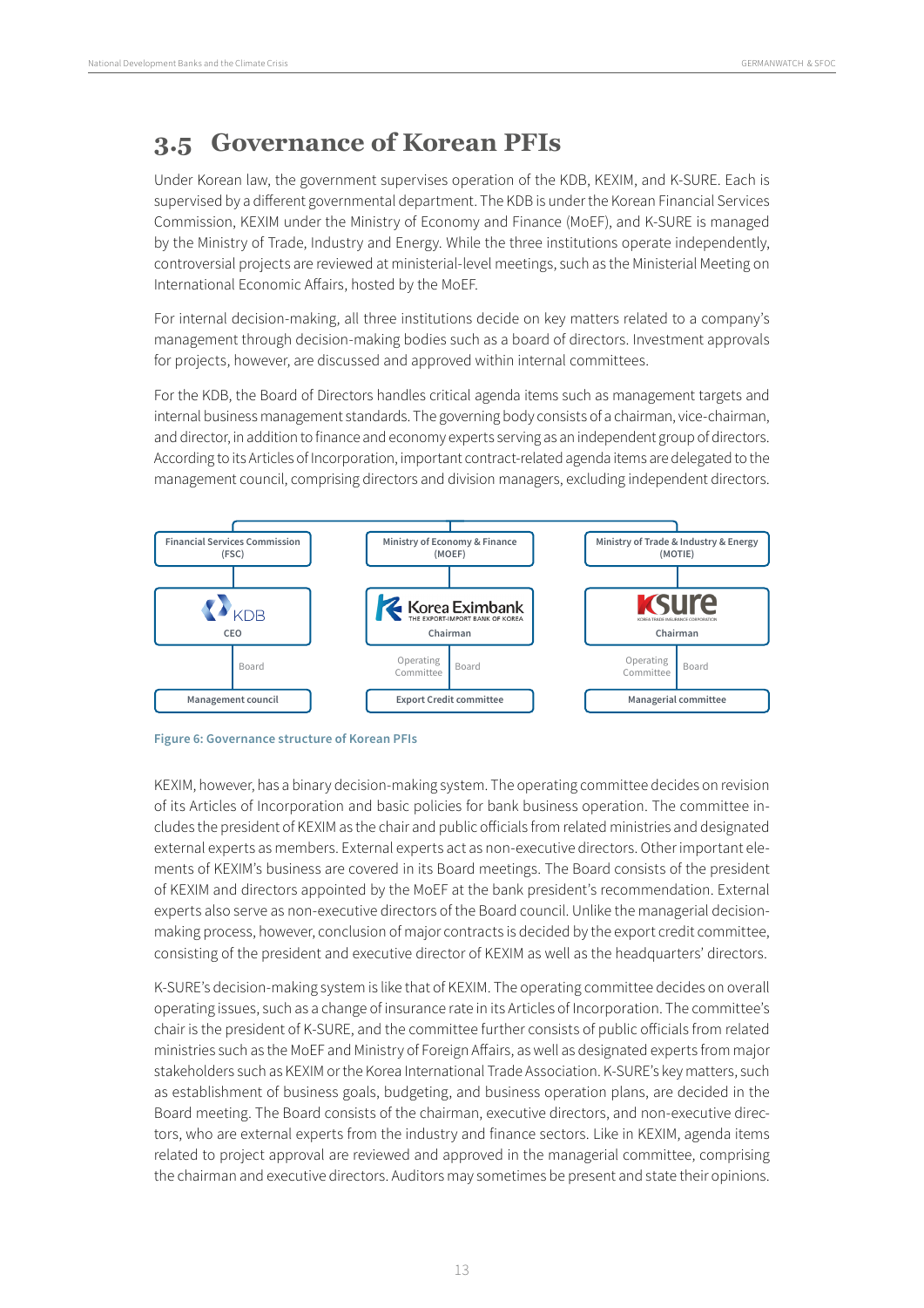## 3.5 Governance of Korean PFIs

Under Korean law, the government supervises operation of the KDB, KEXIM, and K-SURE. Each is supervised by a different governmental department. The KDB is under the Korean Financial Services Commission, KEXIM under the Ministry of Economy and Finance (MoEF), and K-SURE is managed by the Ministry of Trade, Industry and Energy. While the three institutions operate independently, controversial projects are reviewed at ministerial-level meetings, such as the Ministerial Meeting on International Economic Affairs, hosted by the MoEF.

For internal decision-making, all three institutions decide on key matters related to a company's management through decision-making bodies such as a board of directors. Investment approvals for projects, however, are discussed and approved within internal committees.

For the KDB, the Board of Directors handles critical agenda items such as management targets and internal business management standards. The governing body consists of a chairman, vice-chairman, and director, in addition to finance and economy experts serving as an independent group of directors. According to its Articles of Incorporation, important contract-related agenda items are delegated to the management council, comprising directors and division managers, excluding independent directors.

Financial Services Commission (FSC) — KDB CEO — Board — Management council

Ministry of Economy & Finance (MOEF) — Korea Eximbank (The Export-Import Bank of Korea) Chairman — Operating Committe / Board — Export Credit committee

Ministry of Trade & Industry & Energy (MOTIE) — K-SURE (Korea Trade Insurance Corporation) Chairman — Operating Committe / Board — Managerial committee

Figure 6: Governance structure of Korean PFIs

KEXIM, however, has a binary decision-making system. The operating committee decides on revision of its Articles of Incorporation and basic policies for bank business operation. The committee includes the president of KEXIM as the chair and public officials from related ministries and designated external experts as members. External experts act as non-executive directors. Other important elements of KEXIM's business are covered in its Board meetings. The Board consists of the president of KEXIM and directors appointed by the MoEF at the bank president's recommendation. External experts also serve as non-executive directors of the Board council. Unlike the managerial decision-making process, however, conclusion of major contracts is decided by the export credit committee, consisting of the president and executive director of KEXIM as well as the headquarters' directors.

K-SURE's decision-making system is like that of KEXIM. The operating committee decides on overall operating issues, such as a change of insurance rate in its Articles of Incorporation. The committee's chair is the president of K-SURE, and the committee further consists of public officials from related ministries such as the MoEF and Ministry of Foreign Affairs, as well as designated experts from major stakeholders such as KEXIM or the Korea International Trade Association. K-SURE's key matters, such as establishment of business goals, budgeting, and business operation plans, are decided in the Board meeting. The Board consists of the chairman, executive directors, and non-executive directors, who are external experts from the industry and finance sectors. Like in KEXIM, agenda items related to project approval are reviewed and approved in the managerial committee, comprising the chairman and executive directors. Auditors may sometimes be present and state their opinions.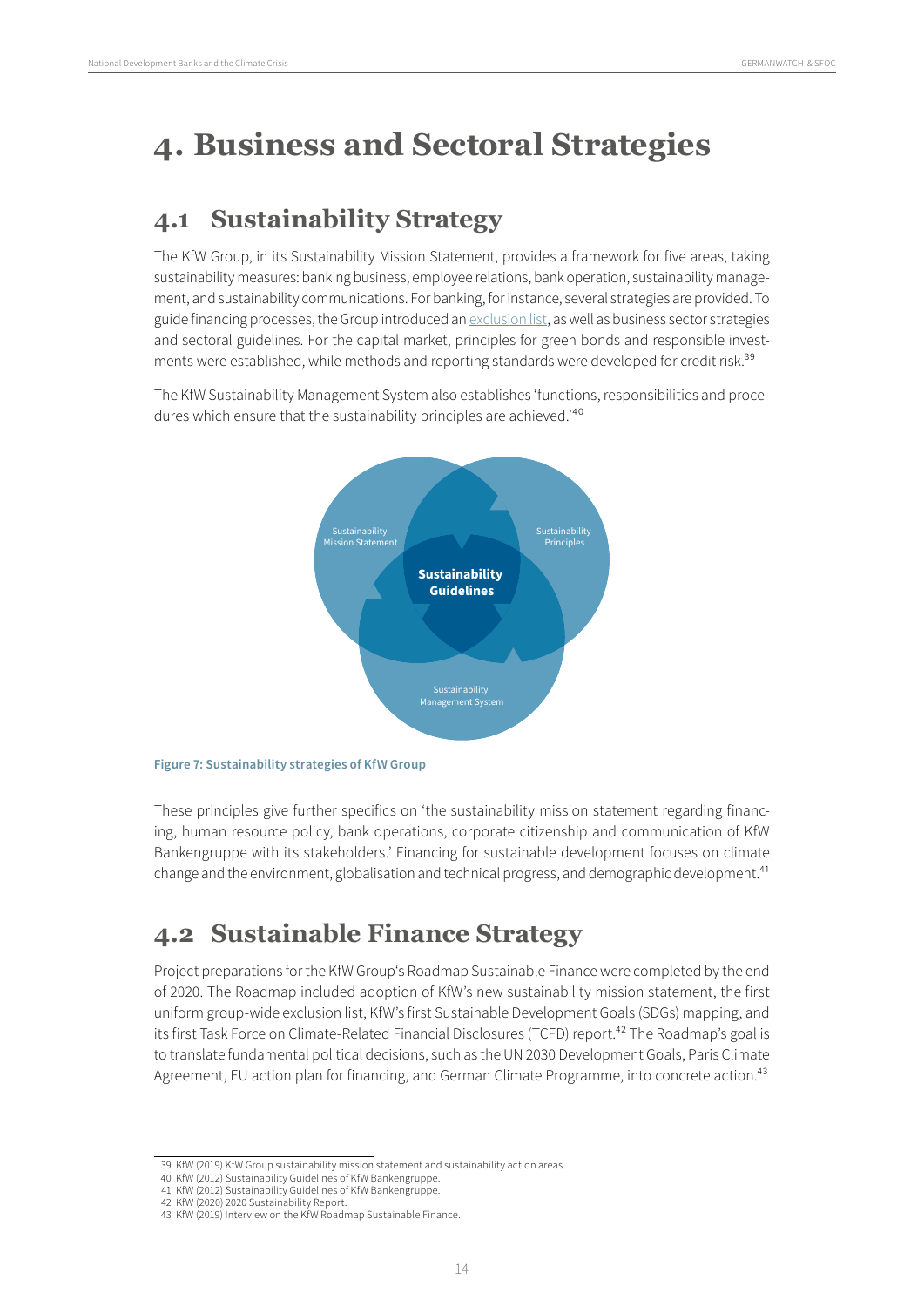# 4. Business and Sectoral Strategies

## 4.1 Sustainability Strategy

The KfW Group, in its Sustainability Mission Statement, provides a framework for five areas, taking sustainability measures: banking business, employee relations, bank operation, sustainability management, and sustainability communications. For banking, for instance, several strategies are provided. To guide financing processes, the Group introduced an exclusion list, as well as business sector strategies and sectoral guidelines. For the capital market, principles for green bonds and responsible investments were established, while methods and reporting standards were developed for credit risk.[39]

The KfW Sustainability Management System also establishes 'functions, responsibilities and procedures which ensure that the sustainability principles are achieved.'[40]

Sustainability Mission Statement

Sustainability Principles

**Sustainability Guidelines**

Sustainability Management System

**Figure 7: Sustainability strategies of KfW Group**

These principles give further specifics on 'the sustainability mission statement regarding financing, human resource policy, bank operations, corporate citizenship and communication of KfW Bankengruppe with its stakeholders.' Financing for sustainable development focuses on climate change and the environment, globalisation and technical progress, and demographic development.[41]

## 4.2 Sustainable Finance Strategy

Project preparations for the KfW Group's Roadmap Sustainable Finance were completed by the end of 2020. The Roadmap included adoption of KfW's new sustainability mission statement, the first uniform group-wide exclusion list, KfW's first Sustainable Development Goals (SDGs) mapping, and its first Task Force on Climate-Related Financial Disclosures (TCFD) report.[42] The Roadmap's goal is to translate fundamental political decisions, such as the UN 2030 Development Goals, Paris Climate Agreement, EU action plan for financing, and German Climate Programme, into concrete action.[43]

39 KfW (2019) KfW Group sustainability mission statement and sustainability action areas.
40 KfW (2012) Sustainability Guidelines of KfW Bankengruppe.
41 KfW (2012) Sustainability Guidelines of KfW Bankengruppe.
42 KfW (2020) 2020 Sustainability Report.
43 KfW (2019) Interview on the KfW Roadmap Sustainable Finance.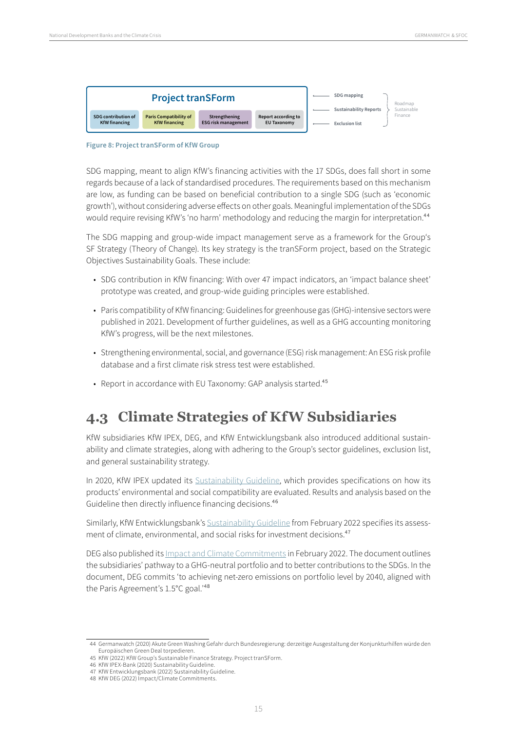Project tranSForm

| SDG contribution of KfW financing | Paris Compatibility of KfW financing | Strengthening ESG risk management | Report according to EU Taxonomy |
|---|---|---|---|

SDG mapping
Sustainability Reports
Exclusion list

Roadmap Sustainable Finance

**Figure 8: Project tranSForm of KfW Group**

SDG mapping, meant to align KfW's financing activities with the 17 SDGs, does fall short in some regards because of a lack of standardised procedures. The requirements based on this mechanism are low, as funding can be based on beneficial contribution to a single SDG (such as 'economic growth'), without considering adverse effects on other goals. Meaningful implementation of the SDGs would require revising KfW's 'no harm' methodology and reducing the margin for interpretation.[44]

The SDG mapping and group-wide impact management serve as a framework for the Group's SF Strategy (Theory of Change). Its key strategy is the tranSForm project, based on the Strategic Objectives Sustainability Goals. These include:

- SDG contribution in KfW financing: With over 47 impact indicators, an 'impact balance sheet' prototype was created, and group-wide guiding principles were established.
- Paris compatibility of KfW financing: Guidelines for greenhouse gas (GHG)-intensive sectors were published in 2021. Development of further guidelines, as well as a GHG accounting monitoring KfW's progress, will be the next milestones.
- Strengthening environmental, social, and governance (ESG) risk management: An ESG risk profile database and a first climate risk stress test were established.
- Report in accordance with EU Taxonomy: GAP analysis started.[45]

## 4.3 Climate Strategies of KfW Subsidiaries

KfW subsidiaries KfW IPEX, DEG, and KfW Entwicklungsbank also introduced additional sustainability and climate strategies, along with adhering to the Group's sector guidelines, exclusion list, and general sustainability strategy.

In 2020, KfW IPEX updated its Sustainability Guideline, which provides specifications on how its products' environmental and social compatibility are evaluated. Results and analysis based on the Guideline then directly influence financing decisions.[46]

Similarly, KfW Entwicklungsbank's Sustainability Guideline from February 2022 specifies its assessment of climate, environmental, and social risks for investment decisions.[47]

DEG also published its Impact and Climate Commitments in February 2022. The document outlines the subsidiaries' pathway to a GHG-neutral portfolio and to better contributions to the SDGs. In the document, DEG commits 'to achieving net-zero emissions on portfolio level by 2040, aligned with the Paris Agreement's 1.5°C goal.'[48]

---

44 Germanwatch (2020) Akute Green Washing Gefahr durch Bundesregierung: derzeitige Ausgestaltung der Konjunkturhilfen würde den Europäischen Green Deal torpedieren.
45 KfW (2022) KfW Group's Sustainable Finance Strategy. Project tranSForm.
46 KfW IPEX-Bank (2020) Sustainability Guideline.
47 KfW Entwicklungsbank (2022) Sustainability Guideline.
48 KfW DEG (2022) Impact/Climate Commitments.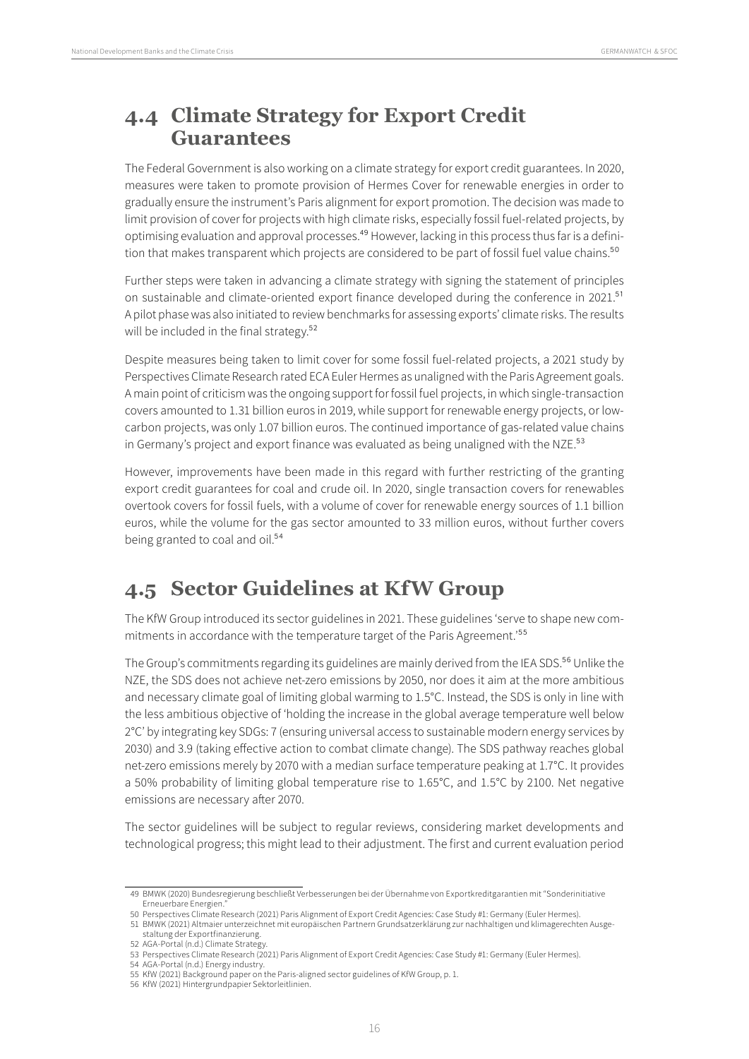## 4.4 Climate Strategy for Export Credit Guarantees

The Federal Government is also working on a climate strategy for export credit guarantees. In 2020, measures were taken to promote provision of Hermes Cover for renewable energies in order to gradually ensure the instrument's Paris alignment for export promotion. The decision was made to limit provision of cover for projects with high climate risks, especially fossil fuel-related projects, by optimising evaluation and approval processes.[49] However, lacking in this process thus far is a definition that makes transparent which projects are considered to be part of fossil fuel value chains.[50]

Further steps were taken in advancing a climate strategy with signing the statement of principles on sustainable and climate-oriented export finance developed during the conference in 2021.[51] A pilot phase was also initiated to review benchmarks for assessing exports' climate risks. The results will be included in the final strategy.[52]

Despite measures being taken to limit cover for some fossil fuel-related projects, a 2021 study by Perspectives Climate Research rated ECA Euler Hermes as unaligned with the Paris Agreement goals. A main point of criticism was the ongoing support for fossil fuel projects, in which single-transaction covers amounted to 1.31 billion euros in 2019, while support for renewable energy projects, or low-carbon projects, was only 1.07 billion euros. The continued importance of gas-related value chains in Germany's project and export finance was evaluated as being unaligned with the NZE.[53]

However, improvements have been made in this regard with further restricting of the granting export credit guarantees for coal and crude oil. In 2020, single transaction covers for renewables overtook covers for fossil fuels, with a volume of cover for renewable energy sources of 1.1 billion euros, while the volume for the gas sector amounted to 33 million euros, without further covers being granted to coal and oil.[54]

## 4.5 Sector Guidelines at KfW Group

The KfW Group introduced its sector guidelines in 2021. These guidelines 'serve to shape new commitments in accordance with the temperature target of the Paris Agreement.'[55]

The Group's commitments regarding its guidelines are mainly derived from the IEA SDS.[56] Unlike the NZE, the SDS does not achieve net-zero emissions by 2050, nor does it aim at the more ambitious and necessary climate goal of limiting global warming to 1.5°C. Instead, the SDS is only in line with the less ambitious objective of 'holding the increase in the global average temperature well below 2°C' by integrating key SDGs: 7 (ensuring universal access to sustainable modern energy services by 2030) and 3.9 (taking effective action to combat climate change). The SDS pathway reaches global net-zero emissions merely by 2070 with a median surface temperature peaking at 1.7°C. It provides a 50% probability of limiting global temperature rise to 1.65°C, and 1.5°C by 2100. Net negative emissions are necessary after 2070.

The sector guidelines will be subject to regular reviews, considering market developments and technological progress; this might lead to their adjustment. The first and current evaluation period

---

49 BMWK (2020) Bundesregierung beschließt Verbesserungen bei der Übernahme von Exportkreditgarantien mit "Sonderinitiative Erneuerbare Energien."

50 Perspectives Climate Research (2021) Paris Alignment of Export Credit Agencies: Case Study #1: Germany (Euler Hermes).

51 BMWK (2021) Altmaier unterzeichnet mit europäischen Partnern Grundsatzerklärung zur nachhaltigen und klimagerechten Ausgestaltung der Exportfinanzierung.

52 AGA-Portal (n.d.) Climate Strategy.

53 Perspectives Climate Research (2021) Paris Alignment of Export Credit Agencies: Case Study #1: Germany (Euler Hermes).

54 AGA-Portal (n.d.) Energy industry.

55 KfW (2021) Background paper on the Paris-aligned sector guidelines of KfW Group, p. 1.

56 KfW (2021) Hintergrundpapier Sektorleitlinien.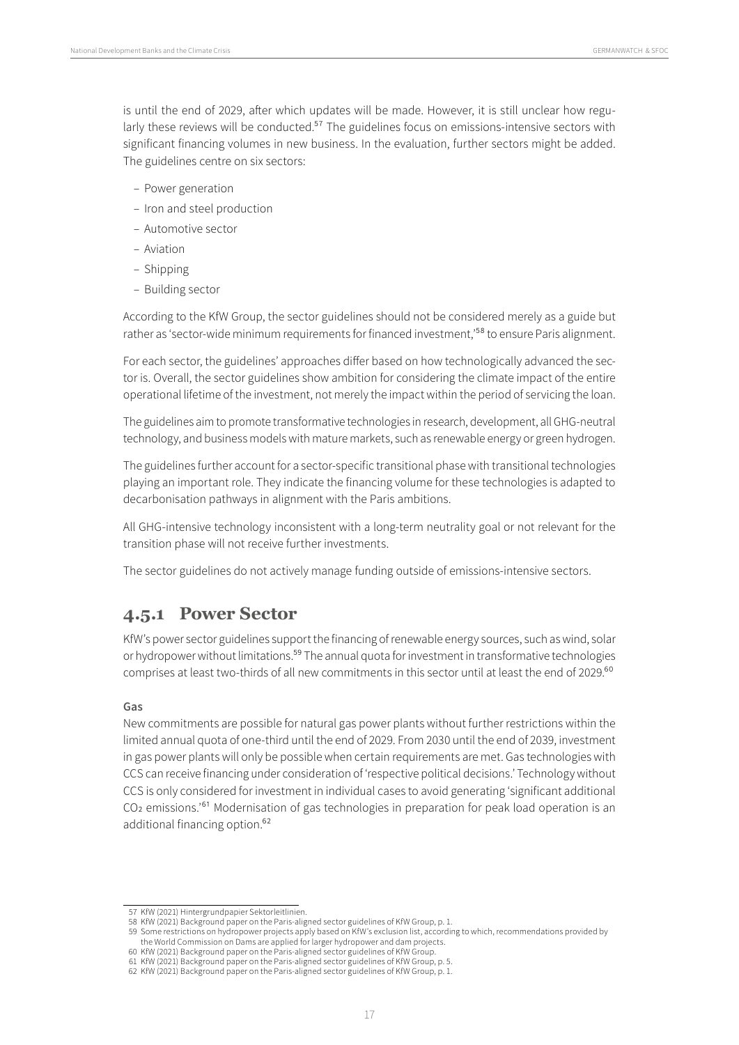is until the end of 2029, after which updates will be made. However, it is still unclear how regularly these reviews will be conducted.[57] The guidelines focus on emissions-intensive sectors with significant financing volumes in new business. In the evaluation, further sectors might be added. The guidelines centre on six sectors:

- Power generation
- Iron and steel production
- Automotive sector
- Aviation
- Shipping
- Building sector

According to the KfW Group, the sector guidelines should not be considered merely as a guide but rather as 'sector-wide minimum requirements for financed investment,'[58] to ensure Paris alignment.

For each sector, the guidelines' approaches differ based on how technologically advanced the sector is. Overall, the sector guidelines show ambition for considering the climate impact of the entire operational lifetime of the investment, not merely the impact within the period of servicing the loan.

The guidelines aim to promote transformative technologies in research, development, all GHG-neutral technology, and business models with mature markets, such as renewable energy or green hydrogen.

The guidelines further account for a sector-specific transitional phase with transitional technologies playing an important role. They indicate the financing volume for these technologies is adapted to decarbonisation pathways in alignment with the Paris ambitions.

All GHG-intensive technology inconsistent with a long-term neutrality goal or not relevant for the transition phase will not receive further investments.

The sector guidelines do not actively manage funding outside of emissions-intensive sectors.

### 4.5.1 Power Sector

KfW's power sector guidelines support the financing of renewable energy sources, such as wind, solar or hydropower without limitations.[59] The annual quota for investment in transformative technologies comprises at least two-thirds of all new commitments in this sector until at least the end of 2029.[60]

**Gas**

New commitments are possible for natural gas power plants without further restrictions within the limited annual quota of one-third until the end of 2029. From 2030 until the end of 2039, investment in gas power plants will only be possible when certain requirements are met. Gas technologies with CCS can receive financing under consideration of 'respective political decisions.' Technology without CCS is only considered for investment in individual cases to avoid generating 'significant additional $CO_2$ emissions.'[61] Modernisation of gas technologies in preparation for peak load operation is an additional financing option.[62]

---

57 KfW (2021) Hintergrundpapier Sektorleitlinien.

58 KfW (2021) Background paper on the Paris-aligned sector guidelines of KfW Group, p. 1.

59 Some restrictions on hydropower projects apply based on KfW's exclusion list, according to which, recommendations provided by the World Commission on Dams are applied for larger hydropower and dam projects.

60 KfW (2021) Background paper on the Paris-aligned sector guidelines of KfW Group.

61 KfW (2021) Background paper on the Paris-aligned sector guidelines of KfW Group, p. 5.

62 KfW (2021) Background paper on the Paris-aligned sector guidelines of KfW Group, p. 1.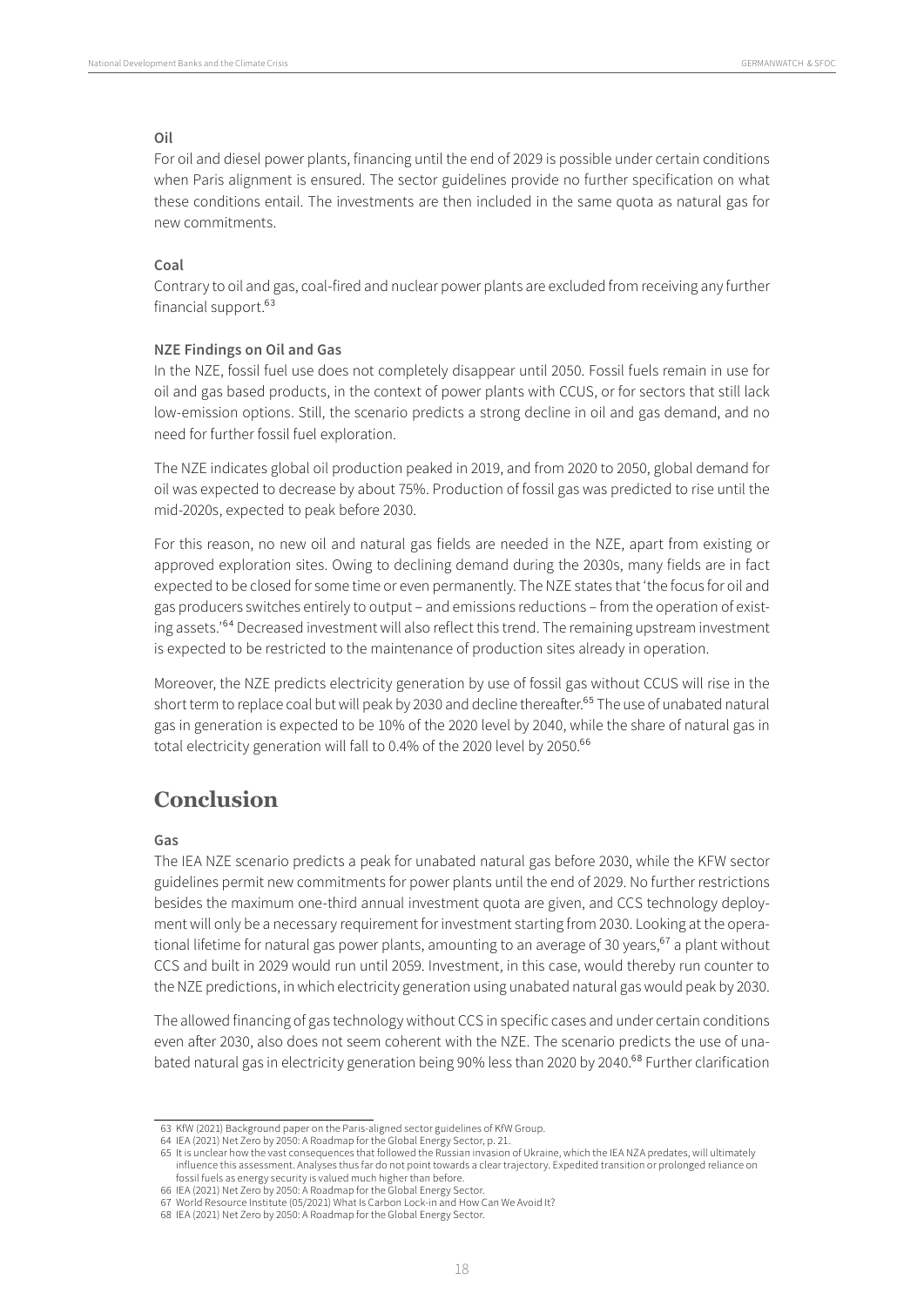**Oil**

For oil and diesel power plants, financing until the end of 2029 is possible under certain conditions when Paris alignment is ensured. The sector guidelines provide no further specification on what these conditions entail. The investments are then included in the same quota as natural gas for new commitments.

**Coal**

Contrary to oil and gas, coal-fired and nuclear power plants are excluded from receiving any further financial support.[63]

**NZE Findings on Oil and Gas**

In the NZE, fossil fuel use does not completely disappear until 2050. Fossil fuels remain in use for oil and gas based products, in the context of power plants with CCUS, or for sectors that still lack low-emission options. Still, the scenario predicts a strong decline in oil and gas demand, and no need for further fossil fuel exploration.

The NZE indicates global oil production peaked in 2019, and from 2020 to 2050, global demand for oil was expected to decrease by about 75%. Production of fossil gas was predicted to rise until the mid-2020s, expected to peak before 2030.

For this reason, no new oil and natural gas fields are needed in the NZE, apart from existing or approved exploration sites. Owing to declining demand during the 2030s, many fields are in fact expected to be closed for some time or even permanently. The NZE states that 'the focus for oil and gas producers switches entirely to output – and emissions reductions – from the operation of existing assets.'[64] Decreased investment will also reflect this trend. The remaining upstream investment is expected to be restricted to the maintenance of production sites already in operation.

Moreover, the NZE predicts electricity generation by use of fossil gas without CCUS will rise in the short term to replace coal but will peak by 2030 and decline thereafter.[65] The use of unabated natural gas in generation is expected to be 10% of the 2020 level by 2040, while the share of natural gas in total electricity generation will fall to 0.4% of the 2020 level by 2050.[66]

## Conclusion

**Gas**

The IEA NZE scenario predicts a peak for unabated natural gas before 2030, while the KFW sector guidelines permit new commitments for power plants until the end of 2029. No further restrictions besides the maximum one-third annual investment quota are given, and CCS technology deployment will only be a necessary requirement for investment starting from 2030. Looking at the operational lifetime for natural gas power plants, amounting to an average of 30 years,[67] a plant without CCS and built in 2029 would run until 2059. Investment, in this case, would thereby run counter to the NZE predictions, in which electricity generation using unabated natural gas would peak by 2030.

The allowed financing of gas technology without CCS in specific cases and under certain conditions even after 2030, also does not seem coherent with the NZE. The scenario predicts the use of unabated natural gas in electricity generation being 90% less than 2020 by 2040.[68] Further clarification

---

63 KfW (2021) Background paper on the Paris-aligned sector guidelines of KfW Group.

64 IEA (2021) Net Zero by 2050: A Roadmap for the Global Energy Sector, p. 21.

65 It is unclear how the vast consequences that followed the Russian invasion of Ukraine, which the IEA NZA predates, will ultimately influence this assessment. Analyses thus far do not point towards a clear trajectory. Expedited transition or prolonged reliance on fossil fuels as energy security is valued much higher than before.

66 IEA (2021) Net Zero by 2050: A Roadmap for the Global Energy Sector.

67 World Resource Institute (05/2021) What Is Carbon Lock-in and How Can We Avoid It?

68 IEA (2021) Net Zero by 2050: A Roadmap for the Global Energy Sector.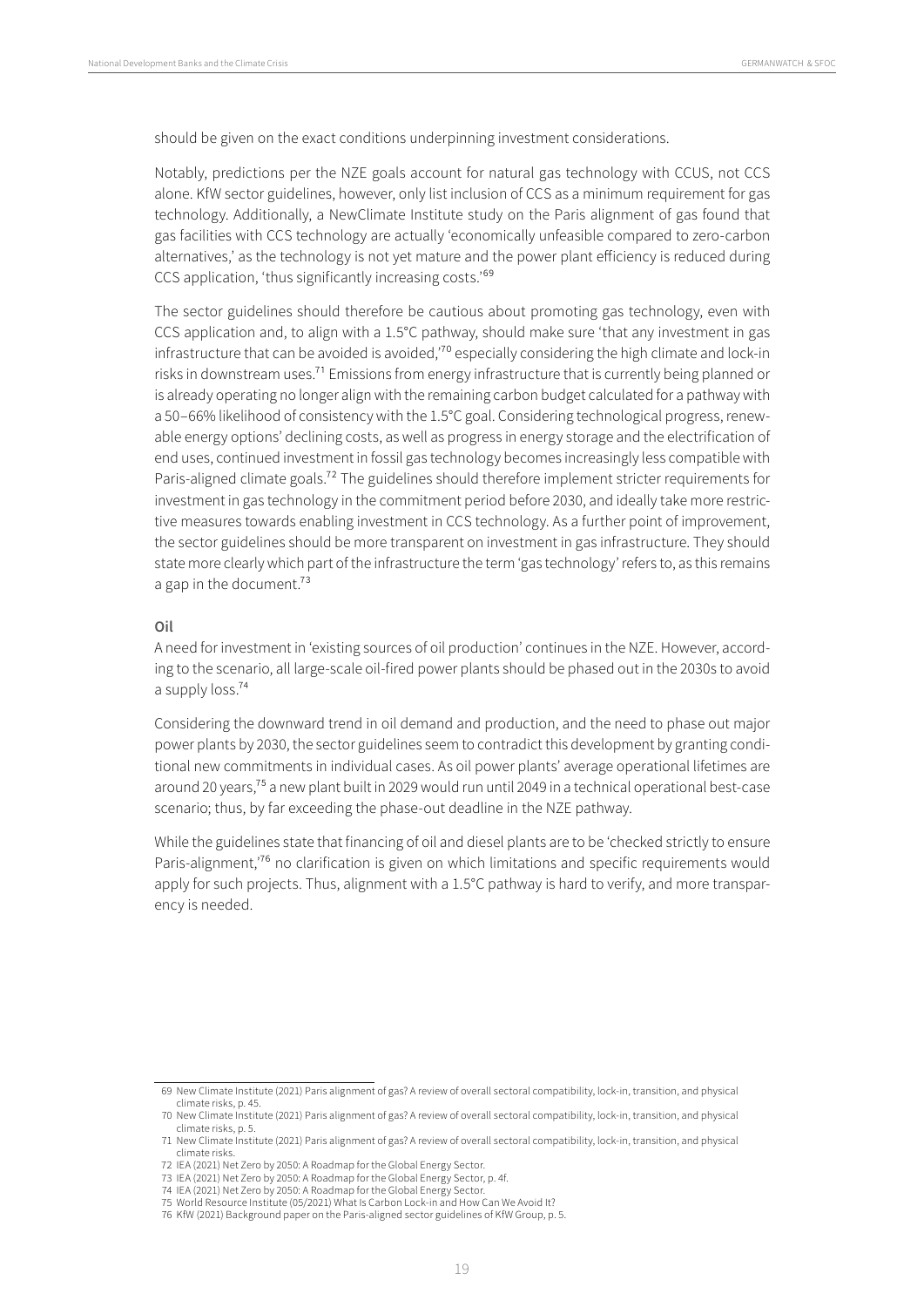should be given on the exact conditions underpinning investment considerations.

Notably, predictions per the NZE goals account for natural gas technology with CCUS, not CCS alone. KfW sector guidelines, however, only list inclusion of CCS as a minimum requirement for gas technology. Additionally, a NewClimate Institute study on the Paris alignment of gas found that gas facilities with CCS technology are actually 'economically unfeasible compared to zero-carbon alternatives,' as the technology is not yet mature and the power plant efficiency is reduced during CCS application, 'thus significantly increasing costs.'[69]

The sector guidelines should therefore be cautious about promoting gas technology, even with CCS application and, to align with a 1.5°C pathway, should make sure 'that any investment in gas infrastructure that can be avoided is avoided,'[70] especially considering the high climate and lock-in risks in downstream uses.[71] Emissions from energy infrastructure that is currently being planned or is already operating no longer align with the remaining carbon budget calculated for a pathway with a 50–66% likelihood of consistency with the 1.5°C goal. Considering technological progress, renewable energy options' declining costs, as well as progress in energy storage and the electrification of end uses, continued investment in fossil gas technology becomes increasingly less compatible with Paris-aligned climate goals.[72] The guidelines should therefore implement stricter requirements for investment in gas technology in the commitment period before 2030, and ideally take more restrictive measures towards enabling investment in CCS technology. As a further point of improvement, the sector guidelines should be more transparent on investment in gas infrastructure. They should state more clearly which part of the infrastructure the term 'gas technology' refers to, as this remains a gap in the document.[73]

**Oil**

A need for investment in 'existing sources of oil production' continues in the NZE. However, according to the scenario, all large-scale oil-fired power plants should be phased out in the 2030s to avoid a supply loss.[74]

Considering the downward trend in oil demand and production, and the need to phase out major power plants by 2030, the sector guidelines seem to contradict this development by granting conditional new commitments in individual cases. As oil power plants' average operational lifetimes are around 20 years,[75] a new plant built in 2029 would run until 2049 in a technical operational best-case scenario; thus, by far exceeding the phase-out deadline in the NZE pathway.

While the guidelines state that financing of oil and diesel plants are to be 'checked strictly to ensure Paris-alignment,'[76] no clarification is given on which limitations and specific requirements would apply for such projects. Thus, alignment with a 1.5°C pathway is hard to verify, and more transparency is needed.

---

69 New Climate Institute (2021) Paris alignment of gas? A review of overall sectoral compatibility, lock-in, transition, and physical climate risks, p. 45.

70 New Climate Institute (2021) Paris alignment of gas? A review of overall sectoral compatibility, lock-in, transition, and physical climate risks, p. 5.

71 New Climate Institute (2021) Paris alignment of gas? A review of overall sectoral compatibility, lock-in, transition, and physical climate risks.

72 IEA (2021) Net Zero by 2050: A Roadmap for the Global Energy Sector.

73 IEA (2021) Net Zero by 2050: A Roadmap for the Global Energy Sector, p. 4f.

74 IEA (2021) Net Zero by 2050: A Roadmap for the Global Energy Sector.

75 World Resource Institute (05/2021) What Is Carbon Lock-in and How Can We Avoid It?

76 KfW (2021) Background paper on the Paris-aligned sector guidelines of KfW Group, p. 5.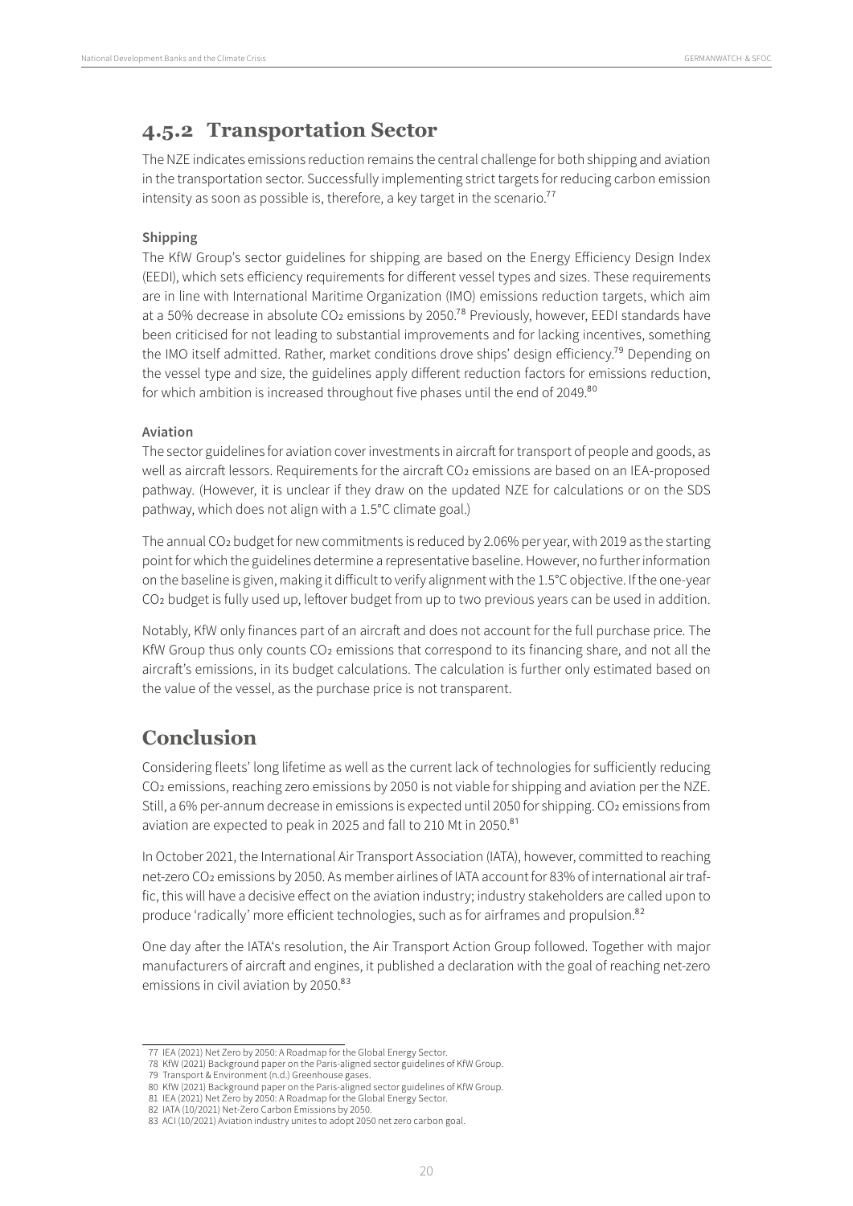## 4.5.2 Transportation Sector

The NZE indicates emissions reduction remains the central challenge for both shipping and aviation in the transportation sector. Successfully implementing strict targets for reducing carbon emission intensity as soon as possible is, therefore, a key target in the scenario.[77]

**Shipping**

The KfW Group's sector guidelines for shipping are based on the Energy Efficiency Design Index (EEDI), which sets efficiency requirements for different vessel types and sizes. These requirements are in line with International Maritime Organization (IMO) emissions reduction targets, which aim at a 50% decrease in absolute $CO_2$ emissions by 2050.[78] Previously, however, EEDI standards have been criticised for not leading to substantial improvements and for lacking incentives, something the IMO itself admitted. Rather, market conditions drove ships' design efficiency.[79] Depending on the vessel type and size, the guidelines apply different reduction factors for emissions reduction, for which ambition is increased throughout five phases until the end of 2049.[80]

**Aviation**

The sector guidelines for aviation cover investments in aircraft for transport of people and goods, as well as aircraft lessors. Requirements for the aircraft $CO_2$ emissions are based on an IEA-proposed pathway. (However, it is unclear if they draw on the updated NZE for calculations or on the SDS pathway, which does not align with a 1.5°C climate goal.)

The annual $CO_2$ budget for new commitments is reduced by 2.06% per year, with 2019 as the starting point for which the guidelines determine a representative baseline. However, no further information on the baseline is given, making it difficult to verify alignment with the 1.5°C objective. If the one-year $CO_2$ budget is fully used up, leftover budget from up to two previous years can be used in addition.

Notably, KfW only finances part of an aircraft and does not account for the full purchase price. The KfW Group thus only counts $CO_2$ emissions that correspond to its financing share, and not all the aircraft's emissions, in its budget calculations. The calculation is further only estimated based on the value of the vessel, as the purchase price is not transparent.

## Conclusion

Considering fleets' long lifetime as well as the current lack of technologies for sufficiently reducing $CO_2$ emissions, reaching zero emissions by 2050 is not viable for shipping and aviation per the NZE. Still, a 6% per-annum decrease in emissions is expected until 2050 for shipping. $CO_2$ emissions from aviation are expected to peak in 2025 and fall to 210 Mt in 2050.[81]

In October 2021, the International Air Transport Association (IATA), however, committed to reaching net-zero $CO_2$ emissions by 2050. As member airlines of IATA account for 83% of international air traffic, this will have a decisive effect on the aviation industry; industry stakeholders are called upon to produce 'radically' more efficient technologies, such as for airframes and propulsion.[82]

One day after the IATA's resolution, the Air Transport Action Group followed. Together with major manufacturers of aircraft and engines, it published a declaration with the goal of reaching net-zero emissions in civil aviation by 2050.[83]

---

77 IEA (2021) Net Zero by 2050: A Roadmap for the Global Energy Sector.
78 KfW (2021) Background paper on the Paris-aligned sector guidelines of KfW Group.
79 Transport & Environment (n.d.) Greenhouse gases.
80 KfW (2021) Background paper on the Paris-aligned sector guidelines of KfW Group.
81 IEA (2021) Net Zero by 2050: A Roadmap for the Global Energy Sector.
82 IATA (10/2021) Net-Zero Carbon Emissions by 2050.
83 ACI (10/2021) Aviation industry unites to adopt 2050 net zero carbon goal.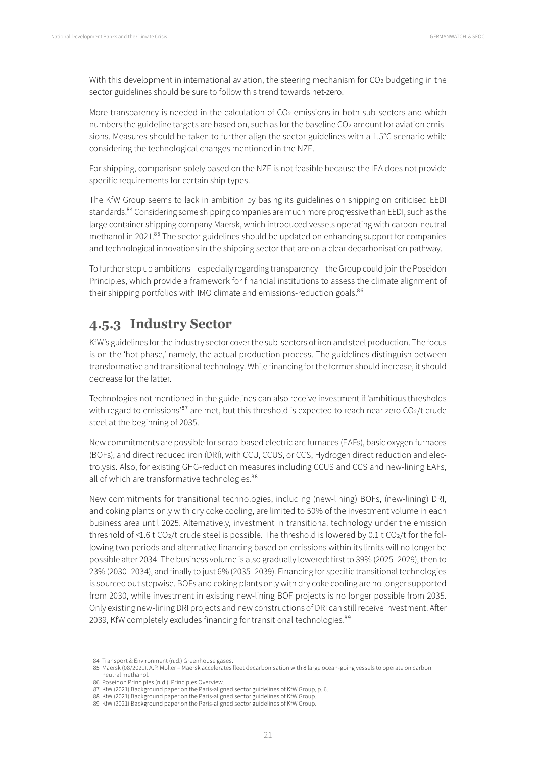With this development in international aviation, the steering mechanism for $CO_2$ budgeting in the sector guidelines should be sure to follow this trend towards net-zero.

More transparency is needed in the calculation of $CO_2$ emissions in both sub-sectors and which numbers the guideline targets are based on, such as for the baseline $CO_2$ amount for aviation emissions. Measures should be taken to further align the sector guidelines with a 1.5°C scenario while considering the technological changes mentioned in the NZE.

For shipping, comparison solely based on the NZE is not feasible because the IEA does not provide specific requirements for certain ship types.

The KfW Group seems to lack in ambition by basing its guidelines on shipping on criticised EEDI standards.[84] Considering some shipping companies are much more progressive than EEDI, such as the large container shipping company Maersk, which introduced vessels operating with carbon-neutral methanol in 2021.[85] The sector guidelines should be updated on enhancing support for companies and technological innovations in the shipping sector that are on a clear decarbonisation pathway.

To further step up ambitions – especially regarding transparency – the Group could join the Poseidon Principles, which provide a framework for financial institutions to assess the climate alignment of their shipping portfolios with IMO climate and emissions-reduction goals.[86]

### 4.5.3 Industry Sector

KfW's guidelines for the industry sector cover the sub-sectors of iron and steel production. The focus is on the 'hot phase,' namely, the actual production process. The guidelines distinguish between transformative and transitional technology. While financing for the former should increase, it should decrease for the latter.

Technologies not mentioned in the guidelines can also receive investment if 'ambitious thresholds with regard to emissions'[87] are met, but this threshold is expected to reach near zero $CO_2$/t crude steel at the beginning of 2035.

New commitments are possible for scrap-based electric arc furnaces (EAFs), basic oxygen furnaces (BOFs), and direct reduced iron (DRI), with CCU, CCUS, or CCS, Hydrogen direct reduction and electrolysis. Also, for existing GHG-reduction measures including CCUS and CCS and new-lining EAFs, all of which are transformative technologies.[88]

New commitments for transitional technologies, including (new-lining) BOFs, (new-lining) DRI, and coking plants only with dry coke cooling, are limited to 50% of the investment volume in each business area until 2025. Alternatively, investment in transitional technology under the emission threshold of <1.6 t $CO_2$/t crude steel is possible. The threshold is lowered by 0.1 t $CO_2$/t for the following two periods and alternative financing based on emissions within its limits will no longer be possible after 2034. The business volume is also gradually lowered: first to 39% (2025–2029), then to 23% (2030–2034), and finally to just 6% (2035–2039). Financing for specific transitional technologies is sourced out stepwise. BOFs and coking plants only with dry coke cooling are no longer supported from 2030, while investment in existing new-lining BOF projects is no longer possible from 2035. Only existing new-lining DRI projects and new constructions of DRI can still receive investment. After 2039, KfW completely excludes financing for transitional technologies.[89]

---

84 Transport & Environment (n.d.) Greenhouse gases.

85 Maersk (08/2021). A.P. Moller – Maersk accelerates fleet decarbonisation with 8 large ocean-going vessels to operate on carbon neutral methanol.

86 Poseidon Principles (n.d.). Principles Overview.

87 KfW (2021) Background paper on the Paris-aligned sector guidelines of KfW Group, p. 6.

88 KfW (2021) Background paper on the Paris-aligned sector guidelines of KfW Group.

89 KfW (2021) Background paper on the Paris-aligned sector guidelines of KfW Group.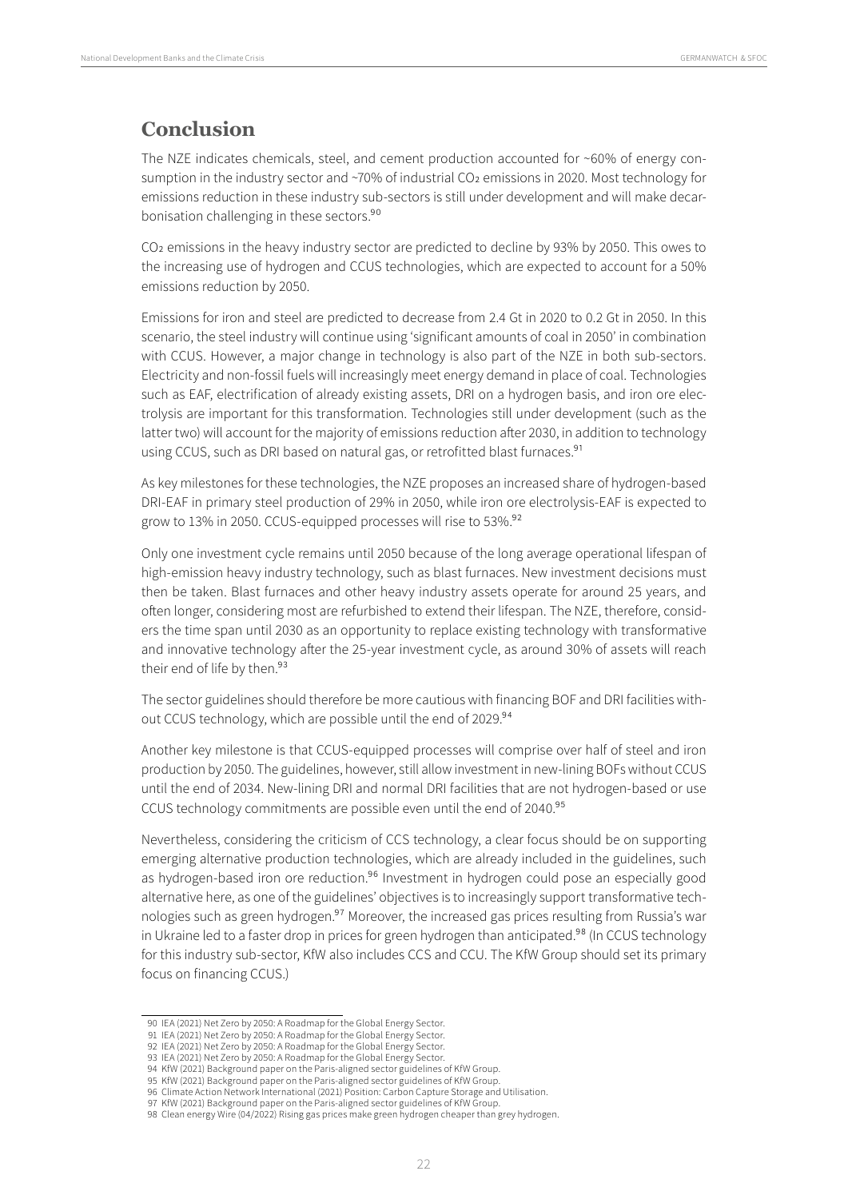## Conclusion

The NZE indicates chemicals, steel, and cement production accounted for ~60% of energy consumption in the industry sector and ~70% of industrial $CO_2$ emissions in 2020. Most technology for emissions reduction in these industry sub-sectors is still under development and will make decarbonisation challenging in these sectors.[90]

$CO_2$ emissions in the heavy industry sector are predicted to decline by 93% by 2050. This owes to the increasing use of hydrogen and CCUS technologies, which are expected to account for a 50% emissions reduction by 2050.

Emissions for iron and steel are predicted to decrease from 2.4 Gt in 2020 to 0.2 Gt in 2050. In this scenario, the steel industry will continue using 'significant amounts of coal in 2050' in combination with CCUS. However, a major change in technology is also part of the NZE in both sub-sectors. Electricity and non-fossil fuels will increasingly meet energy demand in place of coal. Technologies such as EAF, electrification of already existing assets, DRI on a hydrogen basis, and iron ore electrolysis are important for this transformation. Technologies still under development (such as the latter two) will account for the majority of emissions reduction after 2030, in addition to technology using CCUS, such as DRI based on natural gas, or retrofitted blast furnaces.[91]

As key milestones for these technologies, the NZE proposes an increased share of hydrogen-based DRI-EAF in primary steel production of 29% in 2050, while iron ore electrolysis-EAF is expected to grow to 13% in 2050. CCUS-equipped processes will rise to 53%.[92]

Only one investment cycle remains until 2050 because of the long average operational lifespan of high-emission heavy industry technology, such as blast furnaces. New investment decisions must then be taken. Blast furnaces and other heavy industry assets operate for around 25 years, and often longer, considering most are refurbished to extend their lifespan. The NZE, therefore, considers the time span until 2030 as an opportunity to replace existing technology with transformative and innovative technology after the 25-year investment cycle, as around 30% of assets will reach their end of life by then.[93]

The sector guidelines should therefore be more cautious with financing BOF and DRI facilities without CCUS technology, which are possible until the end of 2029.[94]

Another key milestone is that CCUS-equipped processes will comprise over half of steel and iron production by 2050. The guidelines, however, still allow investment in new-lining BOFs without CCUS until the end of 2034. New-lining DRI and normal DRI facilities that are not hydrogen-based or use CCUS technology commitments are possible even until the end of 2040.[95]

Nevertheless, considering the criticism of CCS technology, a clear focus should be on supporting emerging alternative production technologies, which are already included in the guidelines, such as hydrogen-based iron ore reduction.[96] Investment in hydrogen could pose an especially good alternative here, as one of the guidelines' objectives is to increasingly support transformative technologies such as green hydrogen.[97] Moreover, the increased gas prices resulting from Russia's war in Ukraine led to a faster drop in prices for green hydrogen than anticipated.[98] (In CCUS technology for this industry sub-sector, KfW also includes CCS and CCU. The KfW Group should set its primary focus on financing CCUS.)

---

90 IEA (2021) Net Zero by 2050: A Roadmap for the Global Energy Sector.
91 IEA (2021) Net Zero by 2050: A Roadmap for the Global Energy Sector.
92 IEA (2021) Net Zero by 2050: A Roadmap for the Global Energy Sector.
93 IEA (2021) Net Zero by 2050: A Roadmap for the Global Energy Sector.
94 KfW (2021) Background paper on the Paris-aligned sector guidelines of KfW Group.
95 KfW (2021) Background paper on the Paris-aligned sector guidelines of KfW Group.
96 Climate Action Network International (2021) Position: Carbon Capture Storage and Utilisation.
97 KfW (2021) Background paper on the Paris-aligned sector guidelines of KfW Group.
98 Clean energy Wire (04/2022) Rising gas prices make green hydrogen cheaper than grey hydrogen.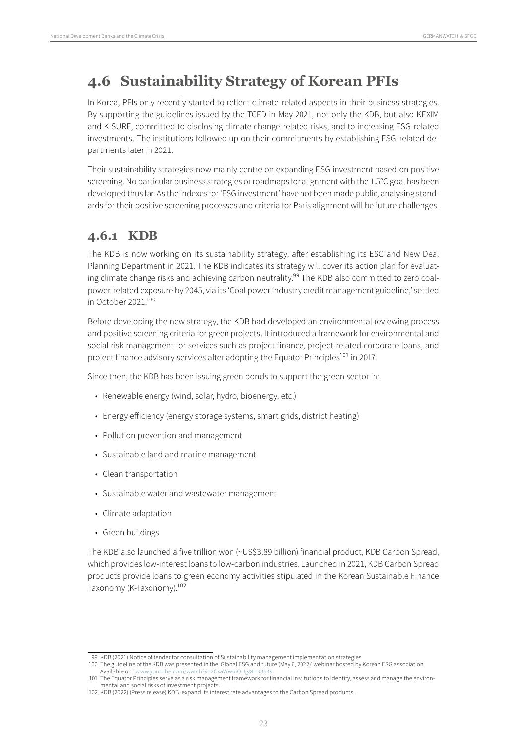## 4.6 Sustainability Strategy of Korean PFIs

In Korea, PFIs only recently started to reflect climate-related aspects in their business strategies. By supporting the guidelines issued by the TCFD in May 2021, not only the KDB, but also KEXIM and K-SURE, committed to disclosing climate change-related risks, and to increasing ESG-related investments. The institutions followed up on their commitments by establishing ESG-related departments later in 2021.

Their sustainability strategies now mainly centre on expanding ESG investment based on positive screening. No particular business strategies or roadmaps for alignment with the 1.5°C goal has been developed thus far. As the indexes for 'ESG investment' have not been made public, analysing standards for their positive screening processes and criteria for Paris alignment will be future challenges.

### 4.6.1 KDB

The KDB is now working on its sustainability strategy, after establishing its ESG and New Deal Planning Department in 2021. The KDB indicates its strategy will cover its action plan for evaluating climate change risks and achieving carbon neutrality.[99] The KDB also committed to zero coal-power-related exposure by 2045, via its 'Coal power industry credit management guideline,' settled in October 2021.[100]

Before developing the new strategy, the KDB had developed an environmental reviewing process and positive screening criteria for green projects. It introduced a framework for environmental and social risk management for services such as project finance, project-related corporate loans, and project finance advisory services after adopting the Equator Principles[101] in 2017.

Since then, the KDB has been issuing green bonds to support the green sector in:

- Renewable energy (wind, solar, hydro, bioenergy, etc.)
- Energy efficiency (energy storage systems, smart grids, district heating)
- Pollution prevention and management
- Sustainable land and marine management
- Clean transportation
- Sustainable water and wastewater management
- Climate adaptation
- Green buildings

The KDB also launched a five trillion won (~US$3.89 billion) financial product, KDB Carbon Spread, which provides low-interest loans to low-carbon industries. Launched in 2021, KDB Carbon Spread products provide loans to green economy activities stipulated in the Korean Sustainable Finance Taxonomy (K-Taxonomy).[102]

---

99 KDB (2021) Notice of tender for consultation of Sustainability management implementation strategies

100 The guideline of the KDB was presented in the 'Global ESG and future (May 6, 2022)' webinar hosted by Korean ESG association. Available on : www.youtube.com/watch?v=2CxaWwuiQUg&t=3364s

101 The Equator Principles serve as a risk management framework for financial institutions to identify, assess and manage the environmental and social risks of investment projects.

102 KDB (2022) (Press release) KDB, expand its interest rate advantages to the Carbon Spread products.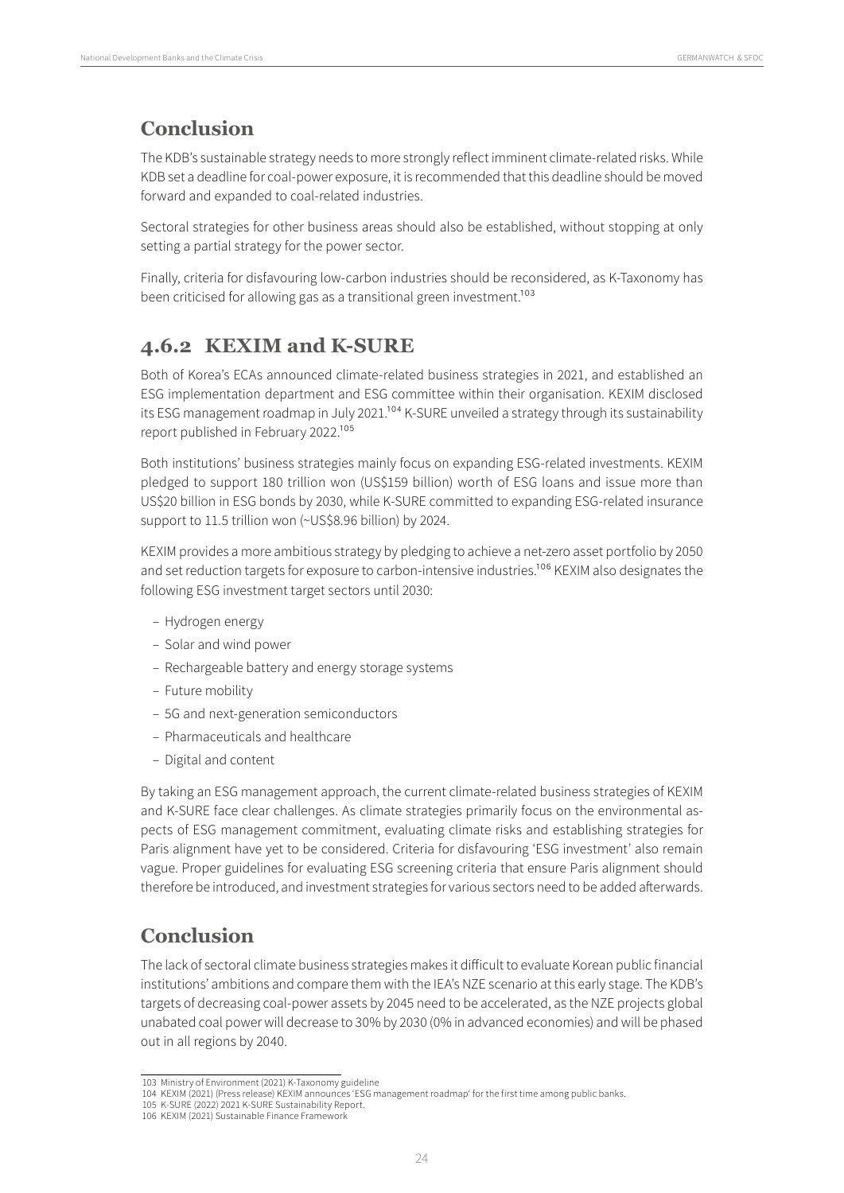## Conclusion

The KDB's sustainable strategy needs to more strongly reflect imminent climate-related risks. While KDB set a deadline for coal-power exposure, it is recommended that this deadline should be moved forward and expanded to coal-related industries.

Sectoral strategies for other business areas should also be established, without stopping at only setting a partial strategy for the power sector.

Finally, criteria for disfavouring low-carbon industries should be reconsidered, as K-Taxonomy has been criticised for allowing gas as a transitional green investment.[103]

## 4.6.2 KEXIM and K-SURE

Both of Korea's ECAs announced climate-related business strategies in 2021, and established an ESG implementation department and ESG committee within their organisation. KEXIM disclosed its ESG management roadmap in July 2021.[104] K-SURE unveiled a strategy through its sustainability report published in February 2022.[105]

Both institutions' business strategies mainly focus on expanding ESG-related investments. KEXIM pledged to support 180 trillion won (US$159 billion) worth of ESG loans and issue more than US$20 billion in ESG bonds by 2030, while K-SURE committed to expanding ESG-related insurance support to 11.5 trillion won (~US$8.96 billion) by 2024.

KEXIM provides a more ambitious strategy by pledging to achieve a net-zero asset portfolio by 2050 and set reduction targets for exposure to carbon-intensive industries.[106] KEXIM also designates the following ESG investment target sectors until 2030:

- Hydrogen energy
- Solar and wind power
- Rechargeable battery and energy storage systems
- Future mobility
- 5G and next-generation semiconductors
- Pharmaceuticals and healthcare
- Digital and content

By taking an ESG management approach, the current climate-related business strategies of KEXIM and K-SURE face clear challenges. As climate strategies primarily focus on the environmental aspects of ESG management commitment, evaluating climate risks and establishing strategies for Paris alignment have yet to be considered. Criteria for disfavouring 'ESG investment' also remain vague. Proper guidelines for evaluating ESG screening criteria that ensure Paris alignment should therefore be introduced, and investment strategies for various sectors need to be added afterwards.

## Conclusion

The lack of sectoral climate business strategies makes it difficult to evaluate Korean public financial institutions' ambitions and compare them with the IEA's NZE scenario at this early stage. The KDB's targets of decreasing coal-power assets by 2045 need to be accelerated, as the NZE projects global unabated coal power will decrease to 30% by 2030 (0% in advanced economies) and will be phased out in all regions by 2040.

---

103 Ministry of Environment (2021) K-Taxonomy guideline

104 KEXIM (2021) (Press release) KEXIM announces 'ESG management roadmap' for the first time among public banks.

105 K-SURE (2022) 2021 K-SURE Sustainability Report.

106 KEXIM (2021) Sustainable Finance Framework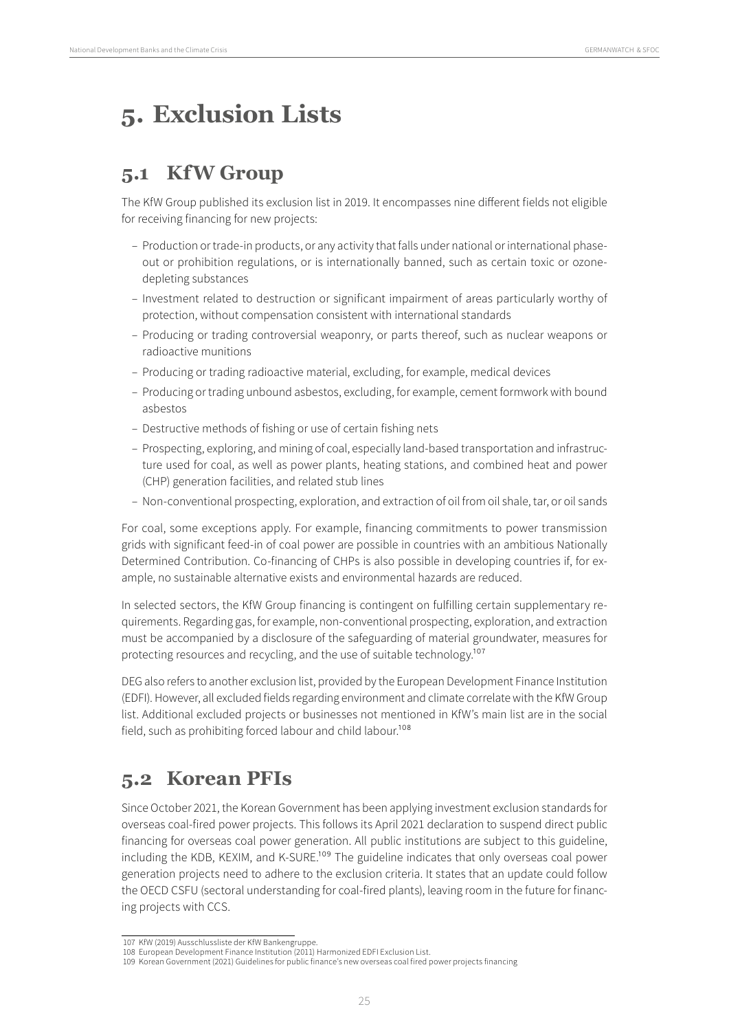# 5. Exclusion Lists

## 5.1 KfW Group

The KfW Group published its exclusion list in 2019. It encompasses nine different fields not eligible for receiving financing for new projects:

- Production or trade-in products, or any activity that falls under national or international phase-out or prohibition regulations, or is internationally banned, such as certain toxic or ozone-depleting substances
- Investment related to destruction or significant impairment of areas particularly worthy of protection, without compensation consistent with international standards
- Producing or trading controversial weaponry, or parts thereof, such as nuclear weapons or radioactive munitions
- Producing or trading radioactive material, excluding, for example, medical devices
- Producing or trading unbound asbestos, excluding, for example, cement formwork with bound asbestos
- Destructive methods of fishing or use of certain fishing nets
- Prospecting, exploring, and mining of coal, especially land-based transportation and infrastructure used for coal, as well as power plants, heating stations, and combined heat and power (CHP) generation facilities, and related stub lines
- Non-conventional prospecting, exploration, and extraction of oil from oil shale, tar, or oil sands

For coal, some exceptions apply. For example, financing commitments to power transmission grids with significant feed-in of coal power are possible in countries with an ambitious Nationally Determined Contribution. Co-financing of CHPs is also possible in developing countries if, for example, no sustainable alternative exists and environmental hazards are reduced.

In selected sectors, the KfW Group financing is contingent on fulfilling certain supplementary requirements. Regarding gas, for example, non-conventional prospecting, exploration, and extraction must be accompanied by a disclosure of the safeguarding of material groundwater, measures for protecting resources and recycling, and the use of suitable technology.[107]

DEG also refers to another exclusion list, provided by the European Development Finance Institution (EDFI). However, all excluded fields regarding environment and climate correlate with the KfW Group list. Additional excluded projects or businesses not mentioned in KfW's main list are in the social field, such as prohibiting forced labour and child labour.[108]

## 5.2 Korean PFIs

Since October 2021, the Korean Government has been applying investment exclusion standards for overseas coal-fired power projects. This follows its April 2021 declaration to suspend direct public financing for overseas coal power generation. All public institutions are subject to this guideline, including the KDB, KEXIM, and K-SURE.[109] The guideline indicates that only overseas coal power generation projects need to adhere to the exclusion criteria. It states that an update could follow the OECD CSFU (sectoral understanding for coal-fired plants), leaving room in the future for financing projects with CCS.

---

107 KfW (2019) Ausschlussliste der KfW Bankengruppe.

108 European Development Finance Institution (2011) Harmonized EDFI Exclusion List.

109 Korean Government (2021) Guidelines for public finance's new overseas coal fired power projects financing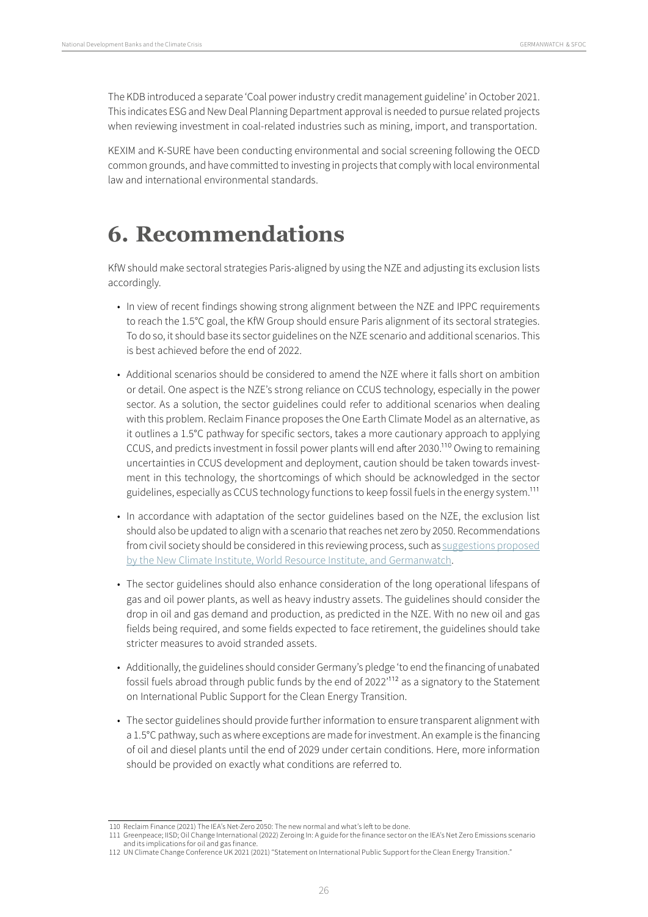The KDB introduced a separate 'Coal power industry credit management guideline' in October 2021. This indicates ESG and New Deal Planning Department approval is needed to pursue related projects when reviewing investment in coal-related industries such as mining, import, and transportation.

KEXIM and K-SURE have been conducting environmental and social screening following the OECD common grounds, and have committed to investing in projects that comply with local environmental law and international environmental standards.

# 6. Recommendations

KfW should make sectoral strategies Paris-aligned by using the NZE and adjusting its exclusion lists accordingly.

- In view of recent findings showing strong alignment between the NZE and IPPC requirements to reach the 1.5°C goal, the KfW Group should ensure Paris alignment of its sectoral strategies. To do so, it should base its sector guidelines on the NZE scenario and additional scenarios. This is best achieved before the end of 2022.
- Additional scenarios should be considered to amend the NZE where it falls short on ambition or detail. One aspect is the NZE's strong reliance on CCUS technology, especially in the power sector. As a solution, the sector guidelines could refer to additional scenarios when dealing with this problem. Reclaim Finance proposes the One Earth Climate Model as an alternative, as it outlines a 1.5°C pathway for specific sectors, takes a more cautionary approach to applying CCUS, and predicts investment in fossil power plants will end after 2030.[110] Owing to remaining uncertainties in CCUS development and deployment, caution should be taken towards investment in this technology, the shortcomings of which should be acknowledged in the sector guidelines, especially as CCUS technology functions to keep fossil fuels in the energy system.[111]
- In accordance with adaptation of the sector guidelines based on the NZE, the exclusion list should also be updated to align with a scenario that reaches net zero by 2050. Recommendations from civil society should be considered in this reviewing process, such as suggestions proposed by the New Climate Institute, World Resource Institute, and Germanwatch.
- The sector guidelines should also enhance consideration of the long operational lifespans of gas and oil power plants, as well as heavy industry assets. The guidelines should consider the drop in oil and gas demand and production, as predicted in the NZE. With no new oil and gas fields being required, and some fields expected to face retirement, the guidelines should take stricter measures to avoid stranded assets.
- Additionally, the guidelines should consider Germany's pledge 'to end the financing of unabated fossil fuels abroad through public funds by the end of 2022'[112] as a signatory to the Statement on International Public Support for the Clean Energy Transition.
- The sector guidelines should provide further information to ensure transparent alignment with a 1.5°C pathway, such as where exceptions are made for investment. An example is the financing of oil and diesel plants until the end of 2029 under certain conditions. Here, more information should be provided on exactly what conditions are referred to.

110 Reclaim Finance (2021) The IEA's Net-Zero 2050: The new normal and what's left to be done.

111 Greenpeace; IISD; Oil Change International (2022) Zeroing In: A guide for the finance sector on the IEA's Net Zero Emissions scenario and its implications for oil and gas finance.

112 UN Climate Change Conference UK 2021 (2021) "Statement on International Public Support for the Clean Energy Transition."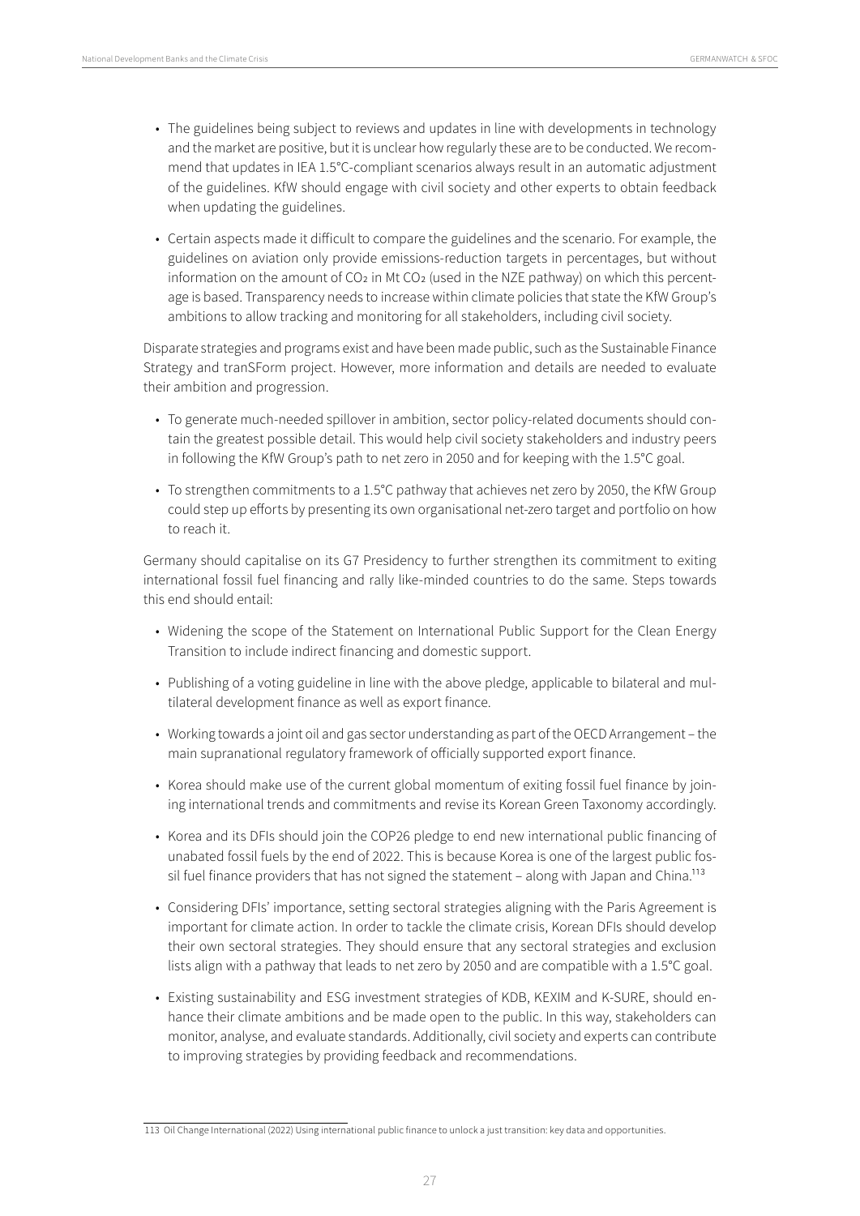- The guidelines being subject to reviews and updates in line with developments in technology and the market are positive, but it is unclear how regularly these are to be conducted. We recommend that updates in IEA 1.5°C-compliant scenarios always result in an automatic adjustment of the guidelines. KfW should engage with civil society and other experts to obtain feedback when updating the guidelines.

- Certain aspects made it difficult to compare the guidelines and the scenario. For example, the guidelines on aviation only provide emissions-reduction targets in percentages, but without information on the amount of $CO_2$ in Mt $CO_2$ (used in the NZE pathway) on which this percentage is based. Transparency needs to increase within climate policies that state the KfW Group's ambitions to allow tracking and monitoring for all stakeholders, including civil society.

Disparate strategies and programs exist and have been made public, such as the Sustainable Finance Strategy and tranSForm project. However, more information and details are needed to evaluate their ambition and progression.

- To generate much-needed spillover in ambition, sector policy-related documents should contain the greatest possible detail. This would help civil society stakeholders and industry peers in following the KfW Group's path to net zero in 2050 and for keeping with the 1.5°C goal.

- To strengthen commitments to a 1.5°C pathway that achieves net zero by 2050, the KfW Group could step up efforts by presenting its own organisational net-zero target and portfolio on how to reach it.

Germany should capitalise on its G7 Presidency to further strengthen its commitment to exiting international fossil fuel financing and rally like-minded countries to do the same. Steps towards this end should entail:

- Widening the scope of the Statement on International Public Support for the Clean Energy Transition to include indirect financing and domestic support.

- Publishing of a voting guideline in line with the above pledge, applicable to bilateral and multilateral development finance as well as export finance.

- Working towards a joint oil and gas sector understanding as part of the OECD Arrangement – the main supranational regulatory framework of officially supported export finance.

- Korea should make use of the current global momentum of exiting fossil fuel finance by joining international trends and commitments and revise its Korean Green Taxonomy accordingly.

- Korea and its DFIs should join the COP26 pledge to end new international public financing of unabated fossil fuels by the end of 2022. This is because Korea is one of the largest public fossil fuel finance providers that has not signed the statement – along with Japan and China.[113]

- Considering DFIs' importance, setting sectoral strategies aligning with the Paris Agreement is important for climate action. In order to tackle the climate crisis, Korean DFIs should develop their own sectoral strategies. They should ensure that any sectoral strategies and exclusion lists align with a pathway that leads to net zero by 2050 and are compatible with a 1.5°C goal.

- Existing sustainability and ESG investment strategies of KDB, KEXIM and K-SURE, should enhance their climate ambitions and be made open to the public. In this way, stakeholders can monitor, analyse, and evaluate standards. Additionally, civil society and experts can contribute to improving strategies by providing feedback and recommendations.

---

113 Oil Change International (2022) Using international public finance to unlock a just transition: key data and opportunities.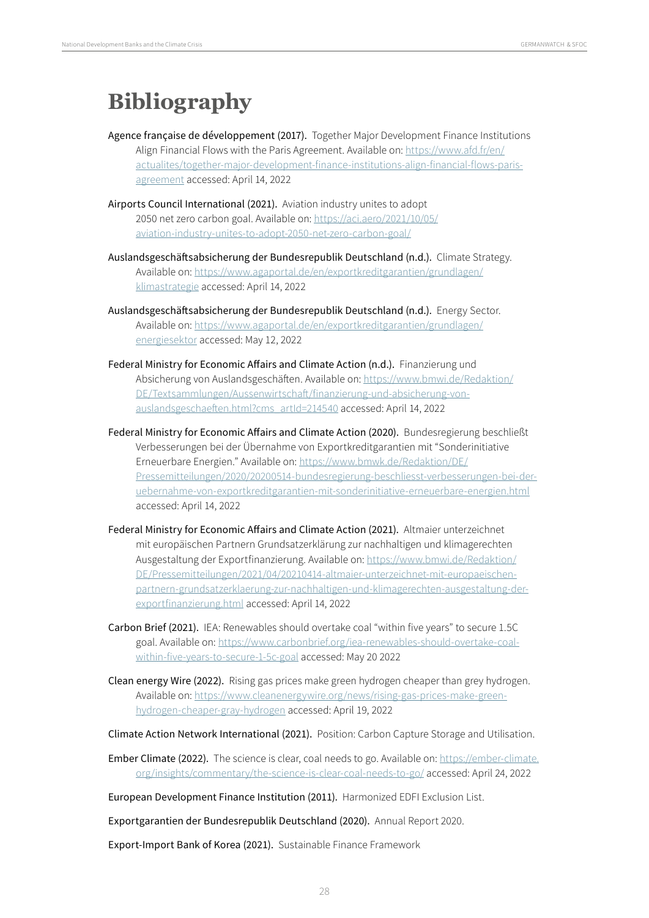# Bibliography

**Agence française de développement (2017).** Together Major Development Finance Institutions Align Financial Flows with the Paris Agreement. Available on: https://www.afd.fr/en/actualites/together-major-development-finance-institutions-align-financial-flows-paris-agreement accessed: April 14, 2022

**Airports Council International (2021).** Aviation industry unites to adopt 2050 net zero carbon goal. Available on: https://aci.aero/2021/10/05/aviation-industry-unites-to-adopt-2050-net-zero-carbon-goal/

**Auslandsgeschäftsabsicherung der Bundesrepublik Deutschland (n.d.).** Climate Strategy. Available on: https://www.agaportal.de/en/exportkreditgarantien/grundlagen/klimastrategie accessed: April 14, 2022

**Auslandsgeschäftsabsicherung der Bundesrepublik Deutschland (n.d.).** Energy Sector. Available on: https://www.agaportal.de/en/exportkreditgarantien/grundlagen/energiesektor accessed: May 12, 2022

**Federal Ministry for Economic Affairs and Climate Action (n.d.).** Finanzierung und Absicherung von Auslandsgeschäften. Available on: https://www.bmwi.de/Redaktion/DE/Textsammlungen/Aussenwirtschaft/finanzierung-und-absicherung-von-auslandsgeschaeften.html?cms_artId=214540 accessed: April 14, 2022

**Federal Ministry for Economic Affairs and Climate Action (2020).** Bundesregierung beschließt Verbesserungen bei der Übernahme von Exportkreditgarantien mit "Sonderinitiative Erneuerbare Energien." Available on: https://www.bmwk.de/Redaktion/DE/Pressemitteilungen/2020/20200514-bundesregierung-beschliesst-verbesserungen-bei-der-uebernahme-von-exportkreditgarantien-mit-sonderinitiative-erneuerbare-energien.html accessed: April 14, 2022

**Federal Ministry for Economic Affairs and Climate Action (2021).** Altmaier unterzeichnet mit europäischen Partnern Grundsatzerklärung zur nachhaltigen und klimagerechten Ausgestaltung der Exportfinanzierung. Available on: https://www.bmwi.de/Redaktion/DE/Pressemitteilungen/2021/04/20210414-altmaier-unterzeichnet-mit-europaeischen-partnern-grundsatzerklaerung-zur-nachhaltigen-und-klimagerechten-ausgestaltung-der-exportfinanzierung.html accessed: April 14, 2022

**Carbon Brief (2021).** IEA: Renewables should overtake coal "within five years" to secure 1.5C goal. Available on: https://www.carbonbrief.org/iea-renewables-should-overtake-coal-within-five-years-to-secure-1-5c-goal accessed: May 20 2022

**Clean energy Wire (2022).** Rising gas prices make green hydrogen cheaper than grey hydrogen. Available on: https://www.cleanenergywire.org/news/rising-gas-prices-make-green-hydrogen-cheaper-gray-hydrogen accessed: April 19, 2022

**Climate Action Network International (2021).** Position: Carbon Capture Storage and Utilisation.

**Ember Climate (2022).** The science is clear, coal needs to go. Available on: https://ember-climate.org/insights/commentary/the-science-is-clear-coal-needs-to-go/ accessed: April 24, 2022

**European Development Finance Institution (2011).** Harmonized EDFI Exclusion List.

**Exportgarantien der Bundesrepublik Deutschland (2020).** Annual Report 2020.

**Export-Import Bank of Korea (2021).** Sustainable Finance Framework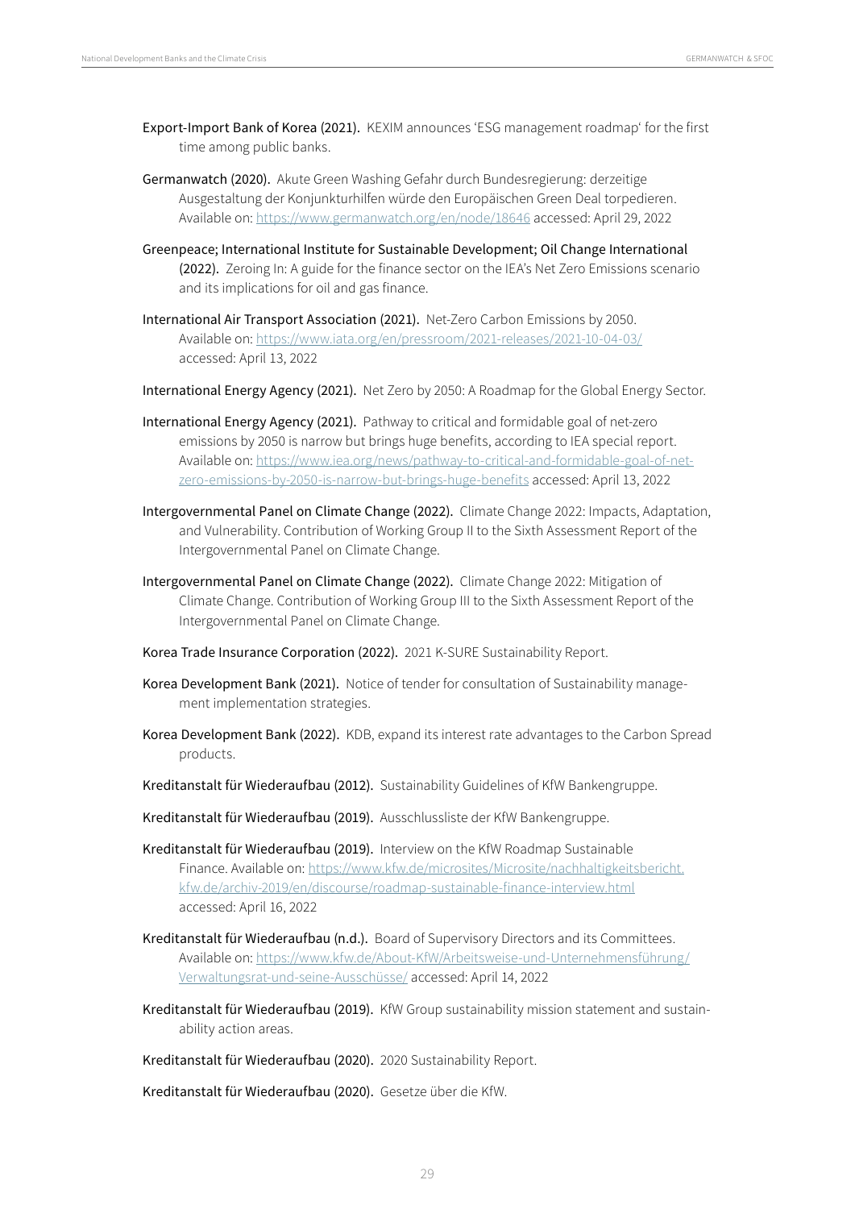**Export-Import Bank of Korea (2021).** KEXIM announces 'ESG management roadmap' for the first time among public banks.

**Germanwatch (2020).** Akute Green Washing Gefahr durch Bundesregierung: derzeitige Ausgestaltung der Konjunkturhilfen würde den Europäischen Green Deal torpedieren. Available on: https://www.germanwatch.org/en/node/18646 accessed: April 29, 2022

**Greenpeace; International Institute for Sustainable Development; Oil Change International (2022).** Zeroing In: A guide for the finance sector on the IEA's Net Zero Emissions scenario and its implications for oil and gas finance.

**International Air Transport Association (2021).** Net-Zero Carbon Emissions by 2050. Available on: https://www.iata.org/en/pressroom/2021-releases/2021-10-04-03/ accessed: April 13, 2022

**International Energy Agency (2021).** Net Zero by 2050: A Roadmap for the Global Energy Sector.

**International Energy Agency (2021).** Pathway to critical and formidable goal of net-zero emissions by 2050 is narrow but brings huge benefits, according to IEA special report. Available on: https://www.iea.org/news/pathway-to-critical-and-formidable-goal-of-net-zero-emissions-by-2050-is-narrow-but-brings-huge-benefits accessed: April 13, 2022

**Intergovernmental Panel on Climate Change (2022).** Climate Change 2022: Impacts, Adaptation, and Vulnerability. Contribution of Working Group II to the Sixth Assessment Report of the Intergovernmental Panel on Climate Change.

**Intergovernmental Panel on Climate Change (2022).** Climate Change 2022: Mitigation of Climate Change. Contribution of Working Group III to the Sixth Assessment Report of the Intergovernmental Panel on Climate Change.

**Korea Trade Insurance Corporation (2022).** 2021 K-SURE Sustainability Report.

**Korea Development Bank (2021).** Notice of tender for consultation of Sustainability management implementation strategies.

**Korea Development Bank (2022).** KDB, expand its interest rate advantages to the Carbon Spread products.

**Kreditanstalt für Wiederaufbau (2012).** Sustainability Guidelines of KfW Bankengruppe.

**Kreditanstalt für Wiederaufbau (2019).** Ausschlussliste der KfW Bankengruppe.

**Kreditanstalt für Wiederaufbau (2019).** Interview on the KfW Roadmap Sustainable Finance. Available on: https://www.kfw.de/microsites/Microsite/nachhaltigkeitsbericht.kfw.de/archiv-2019/en/discourse/roadmap-sustainable-finance-interview.html accessed: April 16, 2022

**Kreditanstalt für Wiederaufbau (n.d.).** Board of Supervisory Directors and its Committees. Available on: https://www.kfw.de/About-KfW/Arbeitsweise-und-Unternehmensführung/Verwaltungsrat-und-seine-Ausschüsse/ accessed: April 14, 2022

**Kreditanstalt für Wiederaufbau (2019).** KfW Group sustainability mission statement and sustainability action areas.

**Kreditanstalt für Wiederaufbau (2020).** 2020 Sustainability Report.

**Kreditanstalt für Wiederaufbau (2020).** Gesetze über die KfW.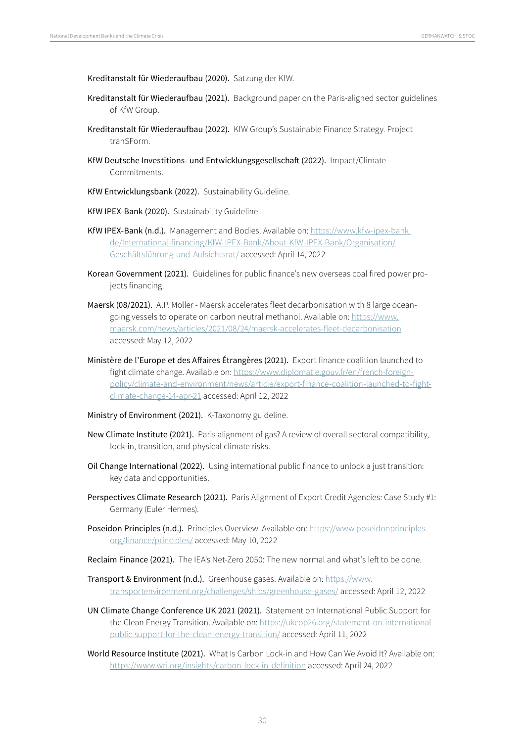**Kreditanstalt für Wiederaufbau (2020).** Satzung der KfW.

**Kreditanstalt für Wiederaufbau (2021).** Background paper on the Paris-aligned sector guidelines of KfW Group.

**Kreditanstalt für Wiederaufbau (2022).** KfW Group's Sustainable Finance Strategy. Project tranSForm.

**KfW Deutsche Investitions- und Entwicklungsgesellschaft (2022).** Impact/Climate Commitments.

**KfW Entwicklungsbank (2022).** Sustainability Guideline.

**KfW IPEX-Bank (2020).** Sustainability Guideline.

**KfW IPEX-Bank (n.d.).** Management and Bodies. Available on: https://www.kfw-ipex-bank.de/International-financing/KfW-IPEX-Bank/About-KfW-IPEX-Bank/Organisation/Geschäftsführung-und-Aufsichtsrat/ accessed: April 14, 2022

**Korean Government (2021).** Guidelines for public finance's new overseas coal fired power projects financing.

**Maersk (08/2021).** A.P. Moller - Maersk accelerates fleet decarbonisation with 8 large ocean-going vessels to operate on carbon neutral methanol. Available on: https://www.maersk.com/news/articles/2021/08/24/maersk-accelerates-fleet-decarbonisation accessed: May 12, 2022

**Ministère de l'Europe et des Affaires Étrangères (2021).** Export finance coalition launched to fight climate change. Available on: https://www.diplomatie.gouv.fr/en/french-foreign-policy/climate-and-environment/news/article/export-finance-coalition-launched-to-fight-climate-change-14-apr-21 accessed: April 12, 2022

**Ministry of Environment (2021).** K-Taxonomy guideline.

**New Climate Institute (2021).** Paris alignment of gas? A review of overall sectoral compatibility, lock-in, transition, and physical climate risks.

**Oil Change International (2022).** Using international public finance to unlock a just transition: key data and opportunities.

**Perspectives Climate Research (2021).** Paris Alignment of Export Credit Agencies: Case Study #1: Germany (Euler Hermes).

**Poseidon Principles (n.d.).** Principles Overview. Available on: https://www.poseidonprinciples.org/finance/principles/ accessed: May 10, 2022

**Reclaim Finance (2021).** The IEA's Net-Zero 2050: The new normal and what's left to be done.

**Transport & Environment (n.d.).** Greenhouse gases. Available on: https://www.transportenvironment.org/challenges/ships/greenhouse-gases/ accessed: April 12, 2022

**UN Climate Change Conference UK 2021 (2021).** Statement on International Public Support for the Clean Energy Transition. Available on: https://ukcop26.org/statement-on-international-public-support-for-the-clean-energy-transition/ accessed: April 11, 2022

**World Resource Institute (2021).** What Is Carbon Lock-in and How Can We Avoid It? Available on: https://www.wri.org/insights/carbon-lock-in-definition accessed: April 24, 2022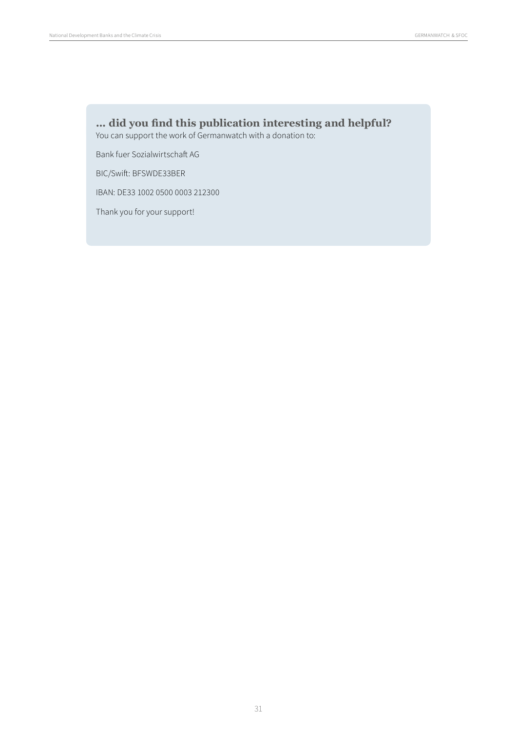### ... did you find this publication interesting and helpful?

You can support the work of Germanwatch with a donation to:

Bank fuer Sozialwirtschaft AG

BIC/Swift: BFSWDE33BER

IBAN: DE33 1002 0500 0003 212300

Thank you for your support!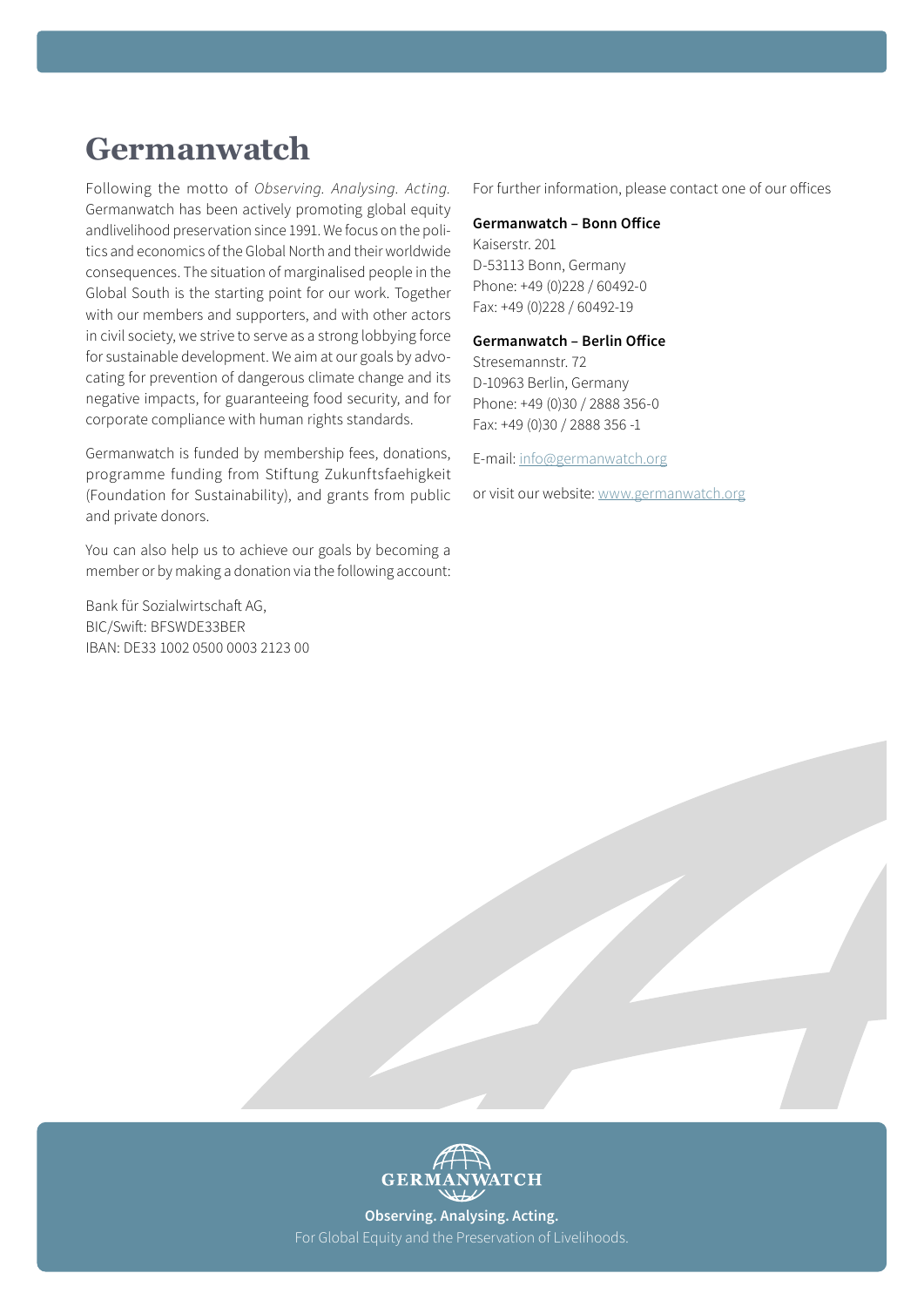# Germanwatch

Following the motto of *Observing. Analysing. Acting.* Germanwatch has been actively promoting global equity andlivelihood preservation since 1991. We focus on the politics and economics of the Global North and their worldwide consequences. The situation of marginalised people in the Global South is the starting point for our work. Together with our members and supporters, and with other actors in civil society, we strive to serve as a strong lobbying force for sustainable development. We aim at our goals by advocating for prevention of dangerous climate change and its negative impacts, for guaranteeing food security, and for corporate compliance with human rights standards.

Germanwatch is funded by membership fees, donations, programme funding from Stiftung Zukunftsfaehigkeit (Foundation for Sustainability), and grants from public and private donors.

You can also help us to achieve our goals by becoming a member or by making a donation via the following account:

Bank für Sozialwirtschaft AG,
BIC/Swift: BFSWDE33BER
IBAN: DE33 1002 0500 0003 2123 00

For further information, please contact one of our offices

**Germanwatch – Bonn Office**
Kaiserstr. 201
D-53113 Bonn, Germany
Phone: +49 (0)228 / 60492-0
Fax: +49 (0)228 / 60492-19

**Germanwatch – Berlin Office**
Stresemannstr. 72
D-10963 Berlin, Germany
Phone: +49 (0)30 / 2888 356-0
Fax: +49 (0)30 / 2888 356 -1

E-mail: info@germanwatch.org

or visit our website: www.germanwatch.org

GERMANWATCH

**Observing. Analysing. Acting.**
For Global Equity and the Preservation of Livelihoods.